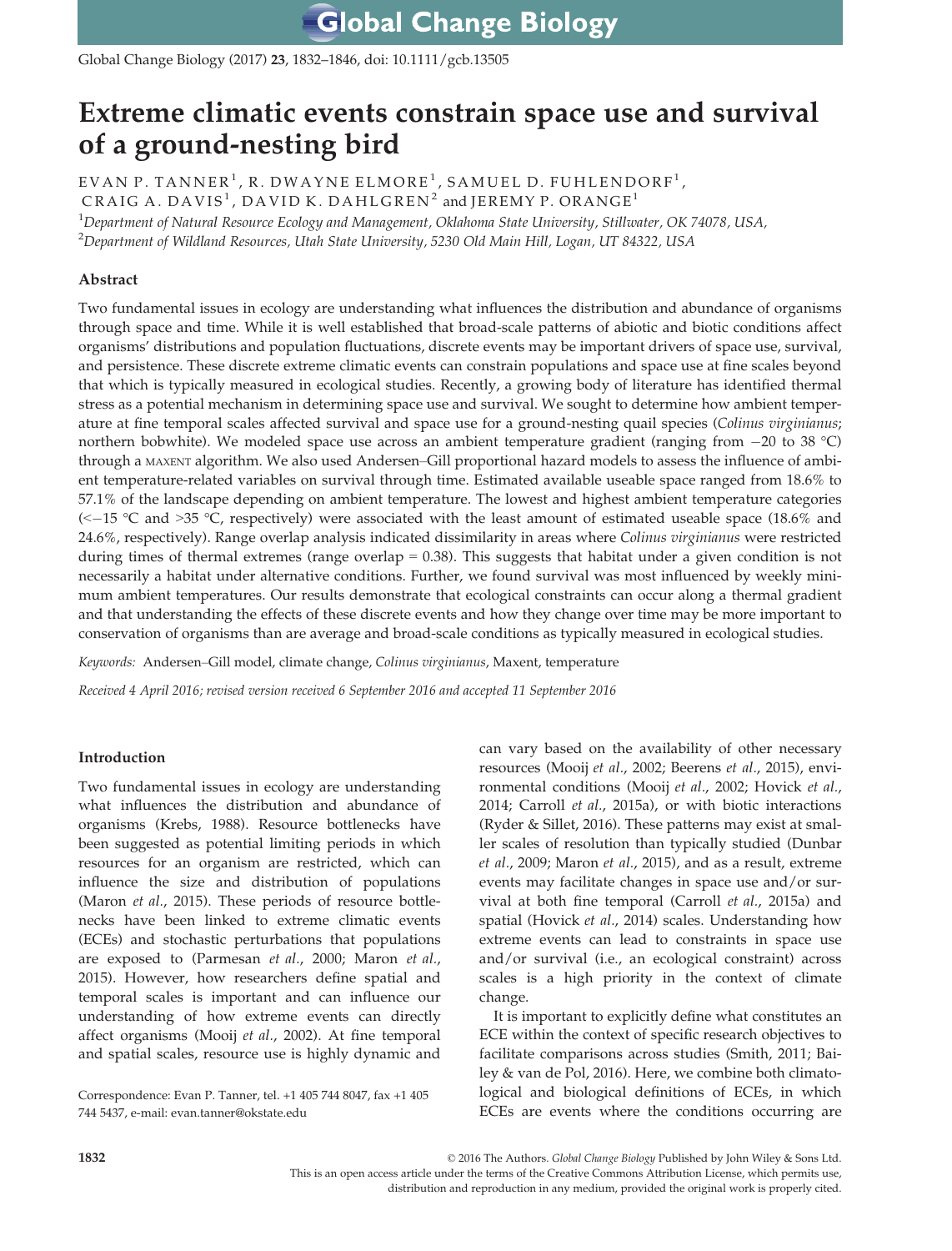# Extreme climatic events constrain space use and survival of a ground-nesting bird

EVAN P. TANNER[1], R. DWAYNE ELMORE[1], SAMUEL D. FUHLENDORF[1], CRAIG A. DAVIS[1], DAVID K. DAHLGREN[2] and JEREMY P. ORANGE[1]

[1]*Department of Natural Resource Ecology and Management, Oklahoma State University, Stillwater, OK 74078, USA,*
[2]*Department of Wildland Resources, Utah State University, 5230 Old Main Hill, Logan, UT 84322, USA*

## Abstract

Two fundamental issues in ecology are understanding what influences the distribution and abundance of organisms through space and time. While it is well established that broad-scale patterns of abiotic and biotic conditions affect organisms' distributions and population fluctuations, discrete events may be important drivers of space use, survival, and persistence. These discrete extreme climatic events can constrain populations and space use at fine scales beyond that which is typically measured in ecological studies. Recently, a growing body of literature has identified thermal stress as a potential mechanism in determining space use and survival. We sought to determine how ambient temperature at fine temporal scales affected survival and space use for a ground-nesting quail species (*Colinus virginianus*; northern bobwhite). We modeled space use across an ambient temperature gradient (ranging from −20 to 38 °C) through a MAXENT algorithm. We also used Andersen–Gill proportional hazard models to assess the influence of ambient temperature-related variables on survival through time. Estimated available useable space ranged from 18.6% to 57.1% of the landscape depending on ambient temperature. The lowest and highest ambient temperature categories (<−15 °C and >35 °C, respectively) were associated with the least amount of estimated useable space (18.6% and 24.6%, respectively). Range overlap analysis indicated dissimilarity in areas where *Colinus virginianus* were restricted during times of thermal extremes (range overlap = 0.38). This suggests that habitat under a given condition is not necessarily a habitat under alternative conditions. Further, we found survival was most influenced by weekly minimum ambient temperatures. Our results demonstrate that ecological constraints can occur along a thermal gradient and that understanding the effects of these discrete events and how they change over time may be more important to conservation of organisms than are average and broad-scale conditions as typically measured in ecological studies.

*Keywords:* Andersen–Gill model, climate change, *Colinus virginianus*, Maxent, temperature

*Received 4 April 2016; revised version received 6 September 2016 and accepted 11 September 2016*

## Introduction

Two fundamental issues in ecology are understanding what influences the distribution and abundance of organisms (Krebs, 1988). Resource bottlenecks have been suggested as potential limiting periods in which resources for an organism are restricted, which can influence the size and distribution of populations (Maron *et al.*, 2015). These periods of resource bottlenecks have been linked to extreme climatic events (ECEs) and stochastic perturbations that populations are exposed to (Parmesan *et al.*, 2000; Maron *et al.*, 2015). However, how researchers define spatial and temporal scales is important and can influence our understanding of how extreme events can directly affect organisms (Mooij *et al.*, 2002). At fine temporal and spatial scales, resource use is highly dynamic and can vary based on the availability of other necessary resources (Mooij *et al.*, 2002; Beerens *et al.*, 2015), environmental conditions (Mooij *et al.*, 2002; Hovick *et al.*, 2014; Carroll *et al.*, 2015a), or with biotic interactions (Ryder & Sillet, 2016). These patterns may exist at smaller scales of resolution than typically studied (Dunbar *et al.*, 2009; Maron *et al.*, 2015), and as a result, extreme events may facilitate changes in space use and/or survival at both fine temporal (Carroll *et al.*, 2015a) and spatial (Hovick *et al.*, 2014) scales. Understanding how extreme events can lead to constraints in space use and/or survival (i.e., an ecological constraint) across scales is a high priority in the context of climate change.

It is important to explicitly define what constitutes an ECE within the context of specific research objectives to facilitate comparisons across studies (Smith, 2011; Bailey & van de Pol, 2016). Here, we combine both climatological and biological definitions of ECEs, in which ECEs are events where the conditions occurring are

Correspondence: Evan P. Tanner, tel. +1 405 744 8047, fax +1 405 744 5437, e-mail: evan.tanner@okstate.edu

© 2016 The Authors. *Global Change Biology* Published by John Wiley & Sons Ltd.
This is an open access article under the terms of the Creative Commons Attribution License, which permits use, distribution and reproduction in any medium, provided the original work is properly cited.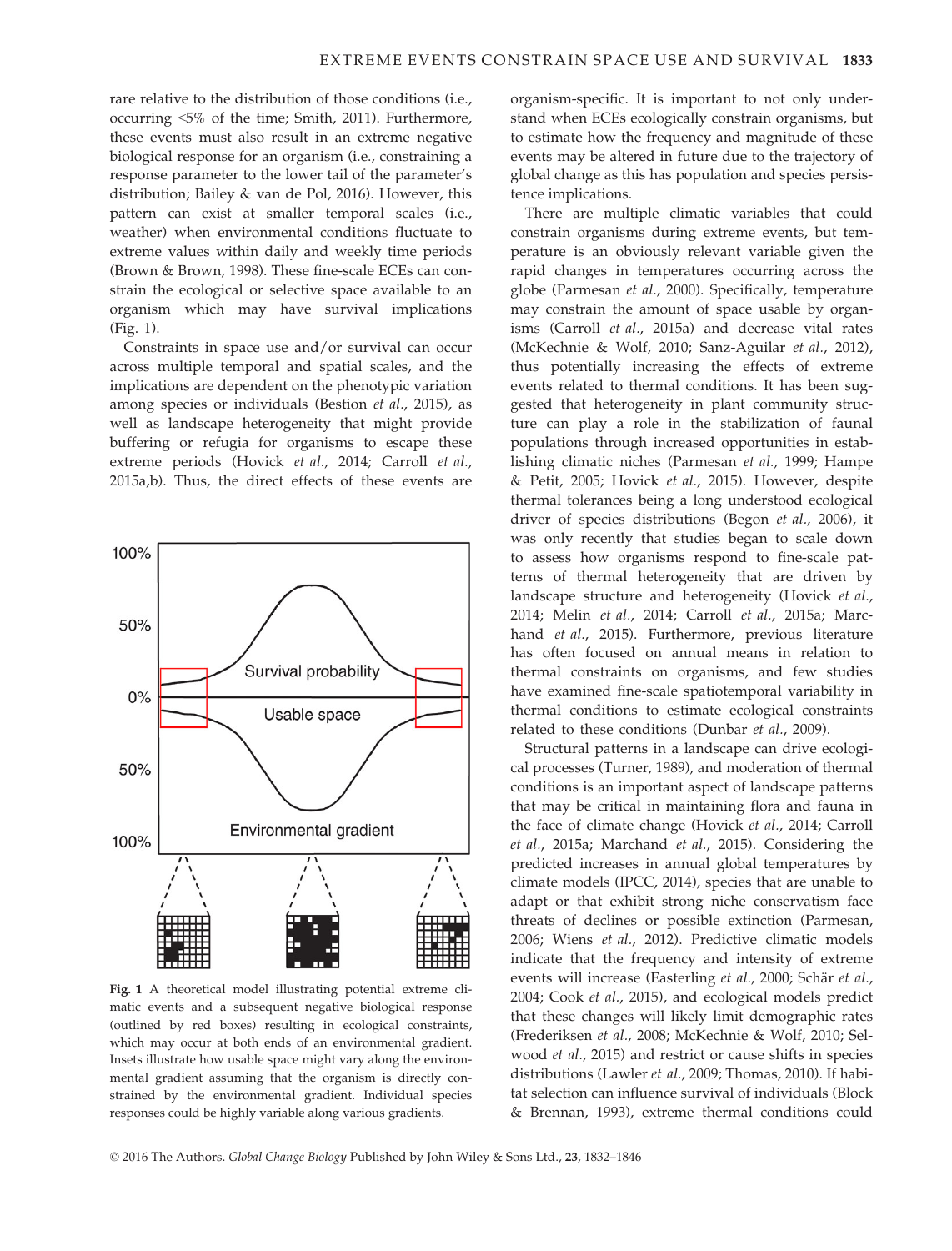rare relative to the distribution of those conditions (i.e., occurring <5% of the time; Smith, 2011). Furthermore, these events must also result in an extreme negative biological response for an organism (i.e., constraining a response parameter to the lower tail of the parameter's distribution; Bailey & van de Pol, 2016). However, this pattern can exist at smaller temporal scales (i.e., weather) when environmental conditions fluctuate to extreme values within daily and weekly time periods (Brown & Brown, 1998). These fine-scale ECEs can constrain the ecological or selective space available to an organism which may have survival implications (Fig. 1).

Constraints in space use and/or survival can occur across multiple temporal and spatial scales, and the implications are dependent on the phenotypic variation among species or individuals (Bestion *et al.*, 2015), as well as landscape heterogeneity that might provide buffering or refugia for organisms to escape these extreme periods (Hovick *et al.*, 2014; Carroll *et al.*, 2015a,b). Thus, the direct effects of these events are organism-specific. It is important to not only understand when ECEs ecologically constrain organisms, but to estimate how the frequency and magnitude of these events may be altered in future due to the trajectory of global change as this has population and species persistence implications.

**Fig. 1** A theoretical model illustrating potential extreme climatic events and a subsequent negative biological response (outlined by red boxes) resulting in ecological constraints, which may occur at both ends of an environmental gradient. Insets illustrate how usable space might vary along the environmental gradient assuming that the organism is directly constrained by the environmental gradient. Individual species responses could be highly variable along various gradients.

There are multiple climatic variables that could constrain organisms during extreme events, but temperature is an obviously relevant variable given the rapid changes in temperatures occurring across the globe (Parmesan *et al.*, 2000). Specifically, temperature may constrain the amount of space usable by organisms (Carroll *et al.*, 2015a) and decrease vital rates (McKechnie & Wolf, 2010; Sanz-Aguilar *et al.*, 2012), thus potentially increasing the effects of extreme events related to thermal conditions. It has been suggested that heterogeneity in plant community structure can play a role in the stabilization of faunal populations through increased opportunities in establishing climatic niches (Parmesan *et al.*, 1999; Hampe & Petit, 2005; Hovick *et al.*, 2015). However, despite thermal tolerances being a long understood ecological driver of species distributions (Begon *et al.*, 2006), it was only recently that studies began to scale down to assess how organisms respond to fine-scale patterns of thermal heterogeneity that are driven by landscape structure and heterogeneity (Hovick *et al.*, 2014; Melin *et al.*, 2014; Carroll *et al.*, 2015a; Marchand *et al.*, 2015). Furthermore, previous literature has often focused on annual means in relation to thermal constraints on organisms, and few studies have examined fine-scale spatiotemporal variability in thermal conditions to estimate ecological constraints related to these conditions (Dunbar *et al.*, 2009).

Structural patterns in a landscape can drive ecological processes (Turner, 1989), and moderation of thermal conditions is an important aspect of landscape patterns that may be critical in maintaining flora and fauna in the face of climate change (Hovick *et al.*, 2014; Carroll *et al.*, 2015a; Marchand *et al.*, 2015). Considering the predicted increases in annual global temperatures by climate models (IPCC, 2014), species that are unable to adapt or that exhibit strong niche conservatism face threats of declines or possible extinction (Parmesan, 2006; Wiens *et al.*, 2012). Predictive climatic models indicate that the frequency and intensity of extreme events will increase (Easterling *et al.*, 2000; Schär *et al.*, 2004; Cook *et al.*, 2015), and ecological models predict that these changes will likely limit demographic rates (Frederiksen *et al.*, 2008; McKechnie & Wolf, 2010; Selwood *et al.*, 2015) and restrict or cause shifts in species distributions (Lawler *et al.*, 2009; Thomas, 2010). If habitat selection can influence survival of individuals (Block & Brennan, 1993), extreme thermal conditions could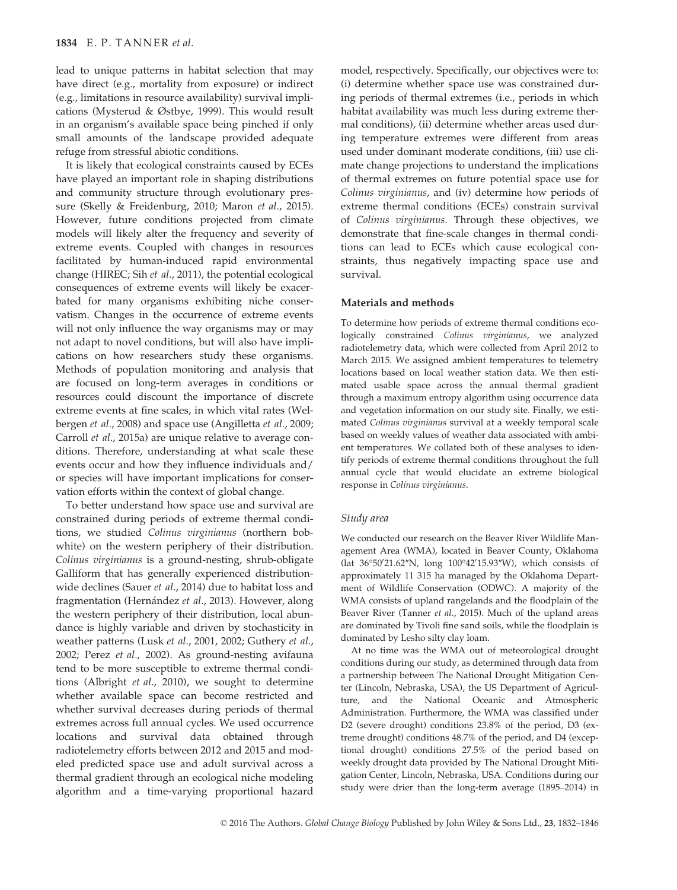lead to unique patterns in habitat selection that may have direct (e.g., mortality from exposure) or indirect (e.g., limitations in resource availability) survival implications (Mysterud & Østbye, 1999). This would result in an organism's available space being pinched if only small amounts of the landscape provided adequate refuge from stressful abiotic conditions.

It is likely that ecological constraints caused by ECEs have played an important role in shaping distributions and community structure through evolutionary pressure (Skelly & Freidenburg, 2010; Maron *et al*., 2015). However, future conditions projected from climate models will likely alter the frequency and severity of extreme events. Coupled with changes in resources facilitated by human-induced rapid environmental change (HIREC; Sih *et al*., 2011), the potential ecological consequences of extreme events will likely be exacerbated for many organisms exhibiting niche conservatism. Changes in the occurrence of extreme events will not only influence the way organisms may or may not adapt to novel conditions, but will also have implications on how researchers study these organisms. Methods of population monitoring and analysis that are focused on long-term averages in conditions or resources could discount the importance of discrete extreme events at fine scales, in which vital rates (Welbergen *et al*., 2008) and space use (Angilletta *et al*., 2009; Carroll *et al*., 2015a) are unique relative to average conditions. Therefore, understanding at what scale these events occur and how they influence individuals and/or species will have important implications for conservation efforts within the context of global change.

To better understand how space use and survival are constrained during periods of extreme thermal conditions, we studied *Colinus virginianus* (northern bobwhite) on the western periphery of their distribution. *Colinus virginianus* is a ground-nesting, shrub-obligate Galliform that has generally experienced distribution-wide declines (Sauer *et al*., 2014) due to habitat loss and fragmentation (Hernández *et al*., 2013). However, along the western periphery of their distribution, local abundance is highly variable and driven by stochasticity in weather patterns (Lusk *et al*., 2001, 2002; Guthery *et al*., 2002; Perez *et al*., 2002). As ground-nesting avifauna tend to be more susceptible to extreme thermal conditions (Albright *et al*., 2010), we sought to determine whether available space can become restricted and whether survival decreases during periods of thermal extremes across full annual cycles. We used occurrence locations and survival data obtained through radiotelemetry efforts between 2012 and 2015 and modeled predicted space use and adult survival across a thermal gradient through an ecological niche modeling algorithm and a time-varying proportional hazard model, respectively. Specifically, our objectives were to: (i) determine whether space use was constrained during periods of thermal extremes (i.e., periods in which habitat availability was much less during extreme thermal conditions), (ii) determine whether areas used during temperature extremes were different from areas used under dominant moderate conditions, (iii) use climate change projections to understand the implications of thermal extremes on future potential space use for *Colinus virginianus*, and (iv) determine how periods of extreme thermal conditions (ECEs) constrain survival of *Colinus virginianus*. Through these objectives, we demonstrate that fine-scale changes in thermal conditions can lead to ECEs which cause ecological constraints, thus negatively impacting space use and survival.

## Materials and methods

To determine how periods of extreme thermal conditions ecologically constrained *Colinus virginianus*, we analyzed radiotelemetry data, which were collected from April 2012 to March 2015. We assigned ambient temperatures to telemetry locations based on local weather station data. We then estimated usable space across the annual thermal gradient through a maximum entropy algorithm using occurrence data and vegetation information on our study site. Finally, we estimated *Colinus virginianus* survival at a weekly temporal scale based on weekly values of weather data associated with ambient temperatures. We collated both of these analyses to identify periods of extreme thermal conditions throughout the full annual cycle that would elucidate an extreme biological response in *Colinus virginianus*.

### Study area

We conducted our research on the Beaver River Wildlife Management Area (WMA), located in Beaver County, Oklahoma (lat 36°50′21.62″N, long 100°42′15.93″W), which consists of approximately 11 315 ha managed by the Oklahoma Department of Wildlife Conservation (ODWC). A majority of the WMA consists of upland rangelands and the floodplain of the Beaver River (Tanner *et al*., 2015). Much of the upland areas are dominated by Tivoli fine sand soils, while the floodplain is dominated by Lesho silty clay loam.

At no time was the WMA out of meteorological drought conditions during our study, as determined through data from a partnership between The National Drought Mitigation Center (Lincoln, Nebraska, USA), the US Department of Agriculture, and the National Oceanic and Atmospheric Administration. Furthermore, the WMA was classified under D2 (severe drought) conditions 23.8% of the period, D3 (extreme drought) conditions 48.7% of the period, and D4 (exceptional drought) conditions 27.5% of the period based on weekly drought data provided by The National Drought Mitigation Center, Lincoln, Nebraska, USA. Conditions during our study were drier than the long-term average (1895–2014) in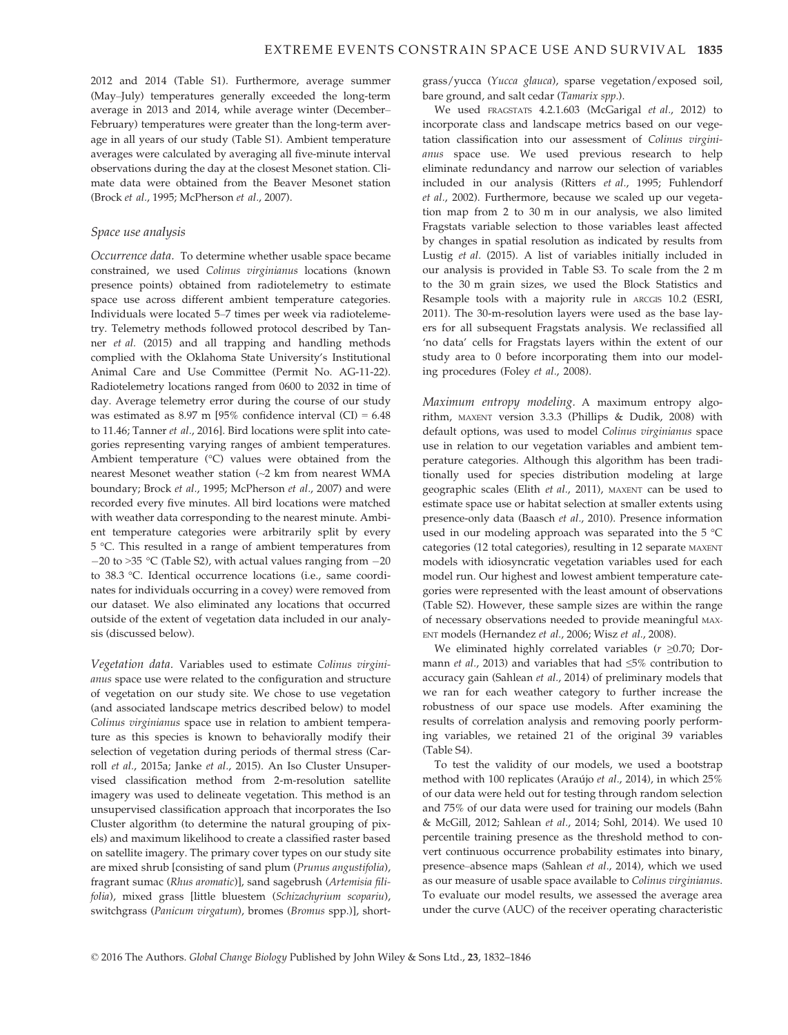2012 and 2014 (Table S1). Furthermore, average summer (May–July) temperatures generally exceeded the long-term average in 2013 and 2014, while average winter (December–February) temperatures were greater than the long-term average in all years of our study (Table S1). Ambient temperature averages were calculated by averaging all five-minute interval observations during the day at the closest Mesonet station. Climate data were obtained from the Beaver Mesonet station (Brock *et al.*, 1995; McPherson *et al.*, 2007).

### Space use analysis

*Occurrence data.* To determine whether usable space became constrained, we used *Colinus virginianus* locations (known presence points) obtained from radiotelemetry to estimate space use across different ambient temperature categories. Individuals were located 5–7 times per week via radiotelemetry. Telemetry methods followed protocol described by Tanner *et al.* (2015) and all trapping and handling methods complied with the Oklahoma State University's Institutional Animal Care and Use Committee (Permit No. AG-11-22). Radiotelemetry locations ranged from 0600 to 2032 in time of day. Average telemetry error during the course of our study was estimated as 8.97 m [95% confidence interval (CI) = 6.48 to 11.46; Tanner *et al.*, 2016]. Bird locations were split into categories representing varying ranges of ambient temperatures. Ambient temperature (°C) values were obtained from the nearest Mesonet weather station (~2 km from nearest WMA boundary; Brock *et al.*, 1995; McPherson *et al.*, 2007) and were recorded every five minutes. All bird locations were matched with weather data corresponding to the nearest minute. Ambient temperature categories were arbitrarily split by every 5 °C. This resulted in a range of ambient temperatures from −20 to >35 °C (Table S2), with actual values ranging from −20 to 38.3 °C. Identical occurrence locations (i.e., same coordinates for individuals occurring in a covey) were removed from our dataset. We also eliminated any locations that occurred outside of the extent of vegetation data included in our analysis (discussed below).

*Vegetation data.* Variables used to estimate *Colinus virginianus* space use were related to the configuration and structure of vegetation on our study site. We chose to use vegetation (and associated landscape metrics described below) to model *Colinus virginianus* space use in relation to ambient temperature as this species is known to behaviorally modify their selection of vegetation during periods of thermal stress (Carroll *et al.*, 2015a; Janke *et al.*, 2015). An Iso Cluster Unsupervised classification method from 2-m-resolution satellite imagery was used to delineate vegetation. This method is an unsupervised classification approach that incorporates the Iso Cluster algorithm (to determine the natural grouping of pixels) and maximum likelihood to create a classified raster based on satellite imagery. The primary cover types on our study site are mixed shrub [consisting of sand plum (*Prunus angustifolia*), fragrant sumac (*Rhus aromatic*)], sand sagebrush (*Artemisia filifolia*), mixed grass [little bluestem (*Schizachyrium scopariu*), switchgrass (*Panicum virgatum*), bromes (*Bromus* spp.)], shortgrass/yucca (*Yucca glauca*), sparse vegetation/exposed soil, bare ground, and salt cedar (*Tamarix spp.*).

We used FRAGSTATS 4.2.1.603 (McGarigal *et al.*, 2012) to incorporate class and landscape metrics based on our vegetation classification into our assessment of *Colinus virginianus* space use. We used previous research to help eliminate redundancy and narrow our selection of variables included in our analysis (Ritters *et al.*, 1995; Fuhlendorf *et al.*, 2002). Furthermore, because we scaled up our vegetation map from 2 to 30 m in our analysis, we also limited Fragstats variable selection to those variables least affected by changes in spatial resolution as indicated by results from Lustig *et al.* (2015). A list of variables initially included in our analysis is provided in Table S3. To scale from the 2 m to the 30 m grain sizes, we used the Block Statistics and Resample tools with a majority rule in ARCGIS 10.2 (ESRI, 2011). The 30-m-resolution layers were used as the base layers for all subsequent Fragstats analysis. We reclassified all 'no data' cells for Fragstats layers within the extent of our study area to 0 before incorporating them into our modeling procedures (Foley *et al.*, 2008).

*Maximum entropy modeling.* A maximum entropy algorithm, MAXENT version 3.3.3 (Phillips & Dudik, 2008) with default options, was used to model *Colinus virginianus* space use in relation to our vegetation variables and ambient temperature categories. Although this algorithm has been traditionally used for species distribution modeling at large geographic scales (Elith *et al.*, 2011), MAXENT can be used to estimate space use or habitat selection at smaller extents using presence-only data (Baasch *et al.*, 2010). Presence information used in our modeling approach was separated into the 5 °C categories (12 total categories), resulting in 12 separate MAXENT models with idiosyncratic vegetation variables used for each model run. Our highest and lowest ambient temperature categories were represented with the least amount of observations (Table S2). However, these sample sizes are within the range of necessary observations needed to provide meaningful MAXENT models (Hernandez *et al.*, 2006; Wisz *et al.*, 2008).

We eliminated highly correlated variables ($r \geq 0.70$; Dormann *et al.*, 2013) and variables that had ≤5% contribution to accuracy gain (Sahlean *et al.*, 2014) of preliminary models that we ran for each weather category to further increase the robustness of our space use models. After examining the results of correlation analysis and removing poorly performing variables, we retained 21 of the original 39 variables (Table S4).

To test the validity of our models, we used a bootstrap method with 100 replicates (Araújo *et al.*, 2014), in which 25% of our data were held out for testing through random selection and 75% of our data were used for training our models (Bahn & McGill, 2012; Sahlean *et al.*, 2014; Sohl, 2014). We used 10 percentile training presence as the threshold method to convert continuous occurrence probability estimates into binary, presence–absence maps (Sahlean *et al.*, 2014), which we used as our measure of usable space available to *Colinus virginianus*. To evaluate our model results, we assessed the average area under the curve (AUC) of the receiver operating characteristic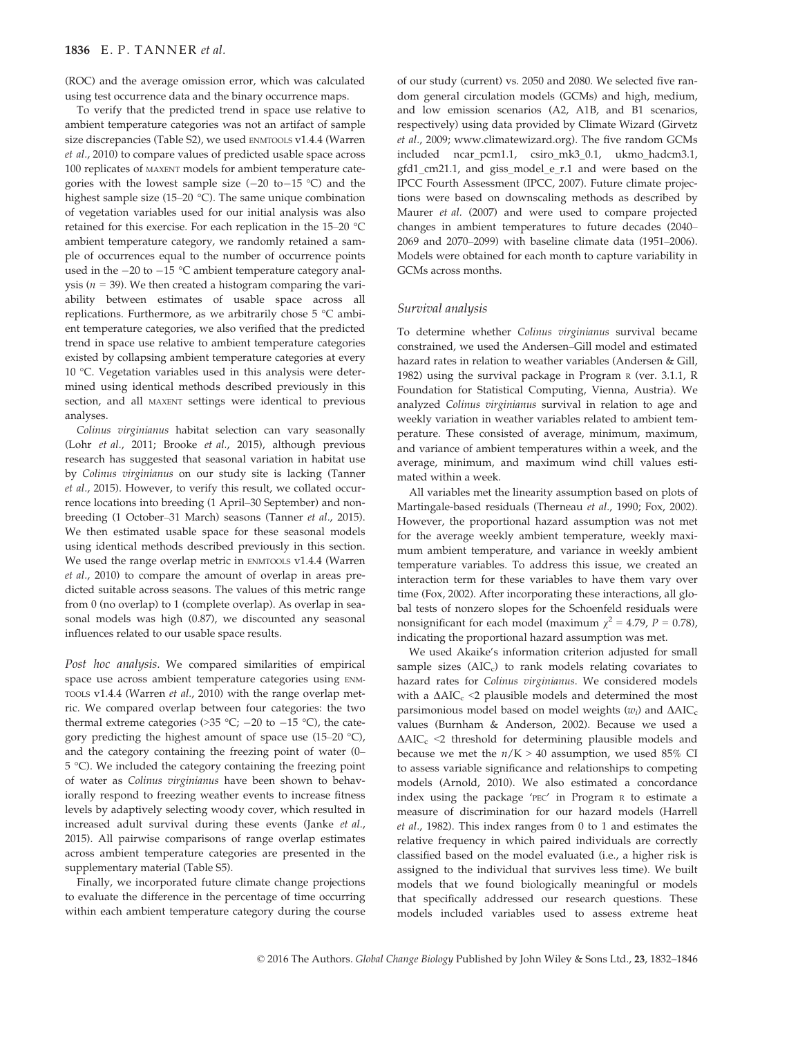(ROC) and the average omission error, which was calculated using test occurrence data and the binary occurrence maps.

To verify that the predicted trend in space use relative to ambient temperature categories was not an artifact of sample size discrepancies (Table S2), we used ENMTOOLS v1.4.4 (Warren *et al.*, 2010) to compare values of predicted usable space across 100 replicates of MAXENT models for ambient temperature categories with the lowest sample size (−20 to −15 °C) and the highest sample size (15–20 °C). The same unique combination of vegetation variables used for our initial analysis was also retained for this exercise. For each replication in the 15–20 °C ambient temperature category, we randomly retained a sample of occurrences equal to the number of occurrence points used in the −20 to −15 °C ambient temperature category analysis ($n$ = 39). We then created a histogram comparing the variability between estimates of usable space across all replications. Furthermore, as we arbitrarily chose 5 °C ambient temperature categories, we also verified that the predicted trend in space use relative to ambient temperature categories existed by collapsing ambient temperature categories at every 10 °C. Vegetation variables used in this analysis were determined using identical methods described previously in this section, and all MAXENT settings were identical to previous analyses.

*Colinus virginianus* habitat selection can vary seasonally (Lohr *et al.*, 2011; Brooke *et al.*, 2015), although previous research has suggested that seasonal variation in habitat use by *Colinus virginianus* on our study site is lacking (Tanner *et al.*, 2015). However, to verify this result, we collated occurrence locations into breeding (1 April–30 September) and nonbreeding (1 October–31 March) seasons (Tanner *et al.*, 2015). We then estimated usable space for these seasonal models using identical methods described previously in this section. We used the range overlap metric in ENMTOOLS v1.4.4 (Warren *et al.*, 2010) to compare the amount of overlap in areas predicted suitable across seasons. The values of this metric range from 0 (no overlap) to 1 (complete overlap). As overlap in seasonal models was high (0.87), we discounted any seasonal influences related to our usable space results.

*Post hoc analysis.* We compared similarities of empirical space use across ambient temperature categories using ENMTOOLS v1.4.4 (Warren *et al.*, 2010) with the range overlap metric. We compared overlap between four categories: the two thermal extreme categories (>35 °C; −20 to −15 °C), the category predicting the highest amount of space use (15–20 °C), and the category containing the freezing point of water (0–5 °C). We included the category containing the freezing point of water as *Colinus virginianus* have been shown to behaviorally respond to freezing weather events to increase fitness levels by adaptively selecting woody cover, which resulted in increased adult survival during these events (Janke *et al.*, 2015). All pairwise comparisons of range overlap estimates across ambient temperature categories are presented in the supplementary material (Table S5).

Finally, we incorporated future climate change projections to evaluate the difference in the percentage of time occurring within each ambient temperature category during the course of our study (current) vs. 2050 and 2080. We selected five random general circulation models (GCMs) and high, medium, and low emission scenarios (A2, A1B, and B1 scenarios, respectively) using data provided by Climate Wizard (Girvetz *et al.*, 2009; www.climatewizard.org). The five random GCMs included ncar_pcm1.1, csiro_mk3_0.1, ukmo_hadcm3.1, gfd1_cm21.1, and giss_model_e_r.1 and were based on the IPCC Fourth Assessment (IPCC, 2007). Future climate projections were based on downscaling methods as described by Maurer *et al.* (2007) and were used to compare projected changes in ambient temperatures to future decades (2040–2069 and 2070–2099) with baseline climate data (1951–2006). Models were obtained for each month to capture variability in GCMs across months.

### Survival analysis

To determine whether *Colinus virginianus* survival became constrained, we used the Andersen–Gill model and estimated hazard rates in relation to weather variables (Andersen & Gill, 1982) using the survival package in Program R (ver. 3.1.1, R Foundation for Statistical Computing, Vienna, Austria). We analyzed *Colinus virginianus* survival in relation to age and weekly variation in weather variables related to ambient temperature. These consisted of average, minimum, maximum, and variance of ambient temperatures within a week, and the average, minimum, and maximum wind chill values estimated within a week.

All variables met the linearity assumption based on plots of Martingale-based residuals (Therneau *et al.*, 1990; Fox, 2002). However, the proportional hazard assumption was not met for the average weekly ambient temperature, weekly maximum ambient temperature, and variance in weekly ambient temperature variables. To address this issue, we created an interaction term for these variables to have them vary over time (Fox, 2002). After incorporating these interactions, all global tests of nonzero slopes for the Schoenfeld residuals were nonsignificant for each model (maximum $\chi^2$ = 4.79, $P$ = 0.78), indicating the proportional hazard assumption was met.

We used Akaike's information criterion adjusted for small sample sizes ($AIC_c$) to rank models relating covariates to hazard rates for *Colinus virginianus*. We considered models with a $\Delta AIC_c$ <2 plausible models and determined the most parsimonious model based on model weights ($w_i$) and $\Delta AIC_c$ values (Burnham & Anderson, 2002). Because we used a $\Delta AIC_c$ <2 threshold for determining plausible models and because we met the $n/K > 40$ assumption, we used 85% CI to assess variable significance and relationships to competing models (Arnold, 2010). We also estimated a concordance index using the package 'PEC' in Program R to estimate a measure of discrimination for our hazard models (Harrell *et al.*, 1982). This index ranges from 0 to 1 and estimates the relative frequency in which paired individuals are correctly classified based on the model evaluated (i.e., a higher risk is assigned to the individual that survives less time). We built models that we found biologically meaningful or models that specifically addressed our research questions. These models included variables used to assess extreme heat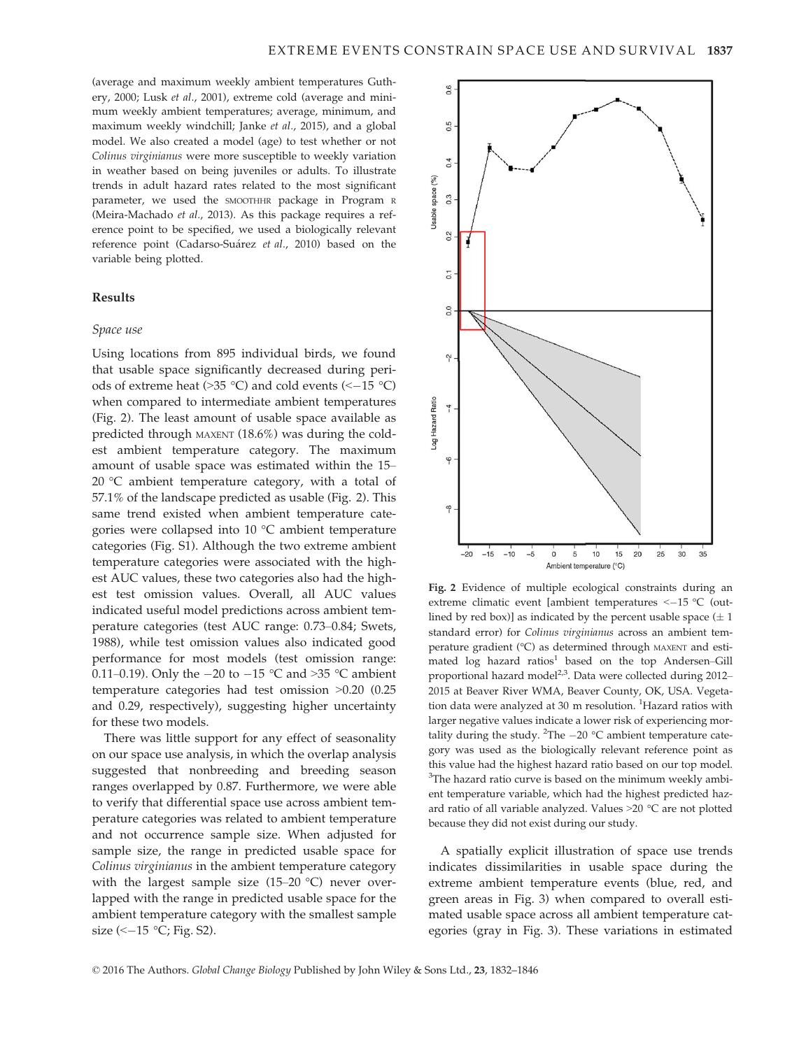(average and maximum weekly ambient temperatures Guthery, 2000; Lusk *et al.*, 2001), extreme cold (average and minimum weekly ambient temperatures; average, minimum, and maximum weekly windchill; Janke *et al.*, 2015), and a global model. We also created a model (age) to test whether or not *Colinus virginianus* were more susceptible to weekly variation in weather based on being juveniles or adults. To illustrate trends in adult hazard rates related to the most significant parameter, we used the SMOOTHHR package in Program R (Meira-Machado *et al.*, 2013). As this package requires a reference point to be specified, we used a biologically relevant reference point (Cadarso-Suárez *et al.*, 2010) based on the variable being plotted.

## Results

### Space use

Using locations from 895 individual birds, we found that usable space significantly decreased during periods of extreme heat (>35 °C) and cold events (<−15 °C) when compared to intermediate ambient temperatures (Fig. 2). The least amount of usable space available as predicted through MAXENT (18.6%) was during the coldest ambient temperature category. The maximum amount of usable space was estimated within the 15–20 °C ambient temperature category, with a total of 57.1% of the landscape predicted as usable (Fig. 2). This same trend existed when ambient temperature categories were collapsed into 10 °C ambient temperature categories (Fig. S1). Although the two extreme ambient temperature categories were associated with the highest AUC values, these two categories also had the highest test omission values. Overall, all AUC values indicated useful model predictions across ambient temperature categories (test AUC range: 0.73–0.84; Swets, 1988), while test omission values also indicated good performance for most models (test omission range: 0.11–0.19). Only the −20 to −15 °C and >35 °C ambient temperature categories had test omission >0.20 (0.25 and 0.29, respectively), suggesting higher uncertainty for these two models.

There was little support for any effect of seasonality on our space use analysis, in which the overlap analysis suggested that nonbreeding and breeding season ranges overlapped by 0.87. Furthermore, we were able to verify that differential space use across ambient temperature categories was related to ambient temperature and not occurrence sample size. When adjusted for sample size, the range in predicted usable space for *Colinus virginianus* in the ambient temperature category with the largest sample size (15–20 °C) never overlapped with the range in predicted usable space for the ambient temperature category with the smallest sample size (<−15 °C; Fig. S2).

**Fig. 2** Evidence of multiple ecological constraints during an extreme climatic event [ambient temperatures <−15 °C (outlined by red box)] as indicated by the percent usable space (± 1 standard error) for *Colinus virginianus* across an ambient temperature gradient (°C) as determined through MAXENT and estimated log hazard ratios[1] based on the top Andersen–Gill proportional hazard model[2,3]. Data were collected during 2012–2015 at Beaver River WMA, Beaver County, OK, USA. Vegetation data were analyzed at 30 m resolution. [1]Hazard ratios with larger negative values indicate a lower risk of experiencing mortality during the study. [2]The −20 °C ambient temperature category was used as the biologically relevant reference point as this value had the highest hazard ratio based on our top model. [3]The hazard ratio curve is based on the minimum weekly ambient temperature variable, which had the highest predicted hazard ratio of all variable analyzed. Values >20 °C are not plotted because they did not exist during our study.

A spatially explicit illustration of space use trends indicates dissimilarities in usable space during the extreme ambient temperature events (blue, red, and green areas in Fig. 3) when compared to overall estimated usable space across all ambient temperature categories (gray in Fig. 3). These variations in estimated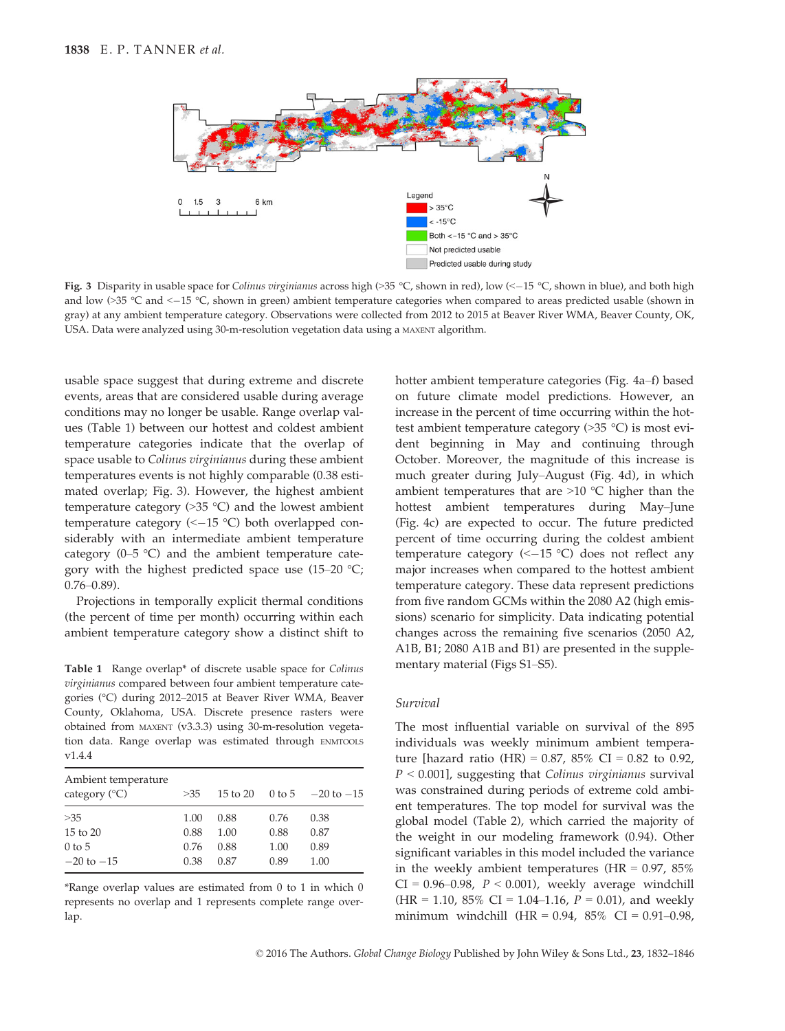**Fig. 3** Disparity in usable space for *Colinus virginianus* across high (>35 °C, shown in red), low (<−15 °C, shown in blue), and both high and low (>35 °C and <−15 °C, shown in green) ambient temperature categories when compared to areas predicted usable (shown in gray) at any ambient temperature category. Observations were collected from 2012 to 2015 at Beaver River WMA, Beaver County, OK, USA. Data were analyzed using 30-m-resolution vegetation data using a MAXENT algorithm.

usable space suggest that during extreme and discrete events, areas that are considered usable during average conditions may no longer be usable. Range overlap values (Table 1) between our hottest and coldest ambient temperature categories indicate that the overlap of space usable to *Colinus virginianus* during these ambient temperatures events is not highly comparable (0.38 estimated overlap; Fig. 3). However, the highest ambient temperature category (>35 °C) and the lowest ambient temperature category (<−15 °C) both overlapped considerably with an intermediate ambient temperature category (0–5 °C) and the ambient temperature category with the highest predicted space use (15–20 °C; 0.76–0.89).

Projections in temporally explicit thermal conditions (the percent of time per month) occurring within each ambient temperature category show a distinct shift to hotter ambient temperature categories (Fig. 4a–f) based on future climate model predictions. However, an increase in the percent of time occurring within the hottest ambient temperature category (>35 °C) is most evident beginning in May and continuing through October. Moreover, the magnitude of this increase is much greater during July–August (Fig. 4d), in which ambient temperatures that are >10 °C higher than the hottest ambient temperatures during May–June (Fig. 4c) are expected to occur. The future predicted percent of time occurring during the coldest ambient temperature category (<−15 °C) does not reflect any major increases when compared to the hottest ambient temperature category. These data represent predictions from five random GCMs within the 2080 A2 (high emissions) scenario for simplicity. Data indicating potential changes across the remaining five scenarios (2050 A2, A1B, B1; 2080 A1B and B1) are presented in the supplementary material (Figs S1–S5).

**Table 1** Range overlap* of discrete usable space for *Colinus virginianus* compared between four ambient temperature categories (°C) during 2012–2015 at Beaver River WMA, Beaver County, Oklahoma, USA. Discrete presence rasters were obtained from MAXENT (v3.3.3) using 30-m-resolution vegetation data. Range overlap was estimated through ENMTOOLS v1.4.4

| Ambient temperature category (°C) | >35 | 15 to 20 | 0 to 5 | −20 to −15 |
|---|---|---|---|---|
| >35 | 1.00 | 0.88 | 0.76 | 0.38 |
| 15 to 20 | 0.88 | 1.00 | 0.88 | 0.87 |
| 0 to 5 | 0.76 | 0.88 | 1.00 | 0.89 |
| −20 to −15 | 0.38 | 0.87 | 0.89 | 1.00 |

*Range overlap values are estimated from 0 to 1 in which 0 represents no overlap and 1 represents complete range overlap.

## Survival

The most influential variable on survival of the 895 individuals was weekly minimum ambient temperature [hazard ratio (HR) = 0.87, 85% CI = 0.82 to 0.92, $P < 0.001$], suggesting that *Colinus virginianus* survival was constrained during periods of extreme cold ambient temperatures. The top model for survival was the global model (Table 2), which carried the majority of the weight in our modeling framework (0.94). Other significant variables in this model included the variance in the weekly ambient temperatures (HR = 0.97, 85% CI = 0.96–0.98, $P < 0.001$), weekly average windchill (HR = 1.10, 85% CI = 1.04–1.16, $P = 0.01$), and weekly minimum windchill (HR = 0.94, 85% CI = 0.91–0.98,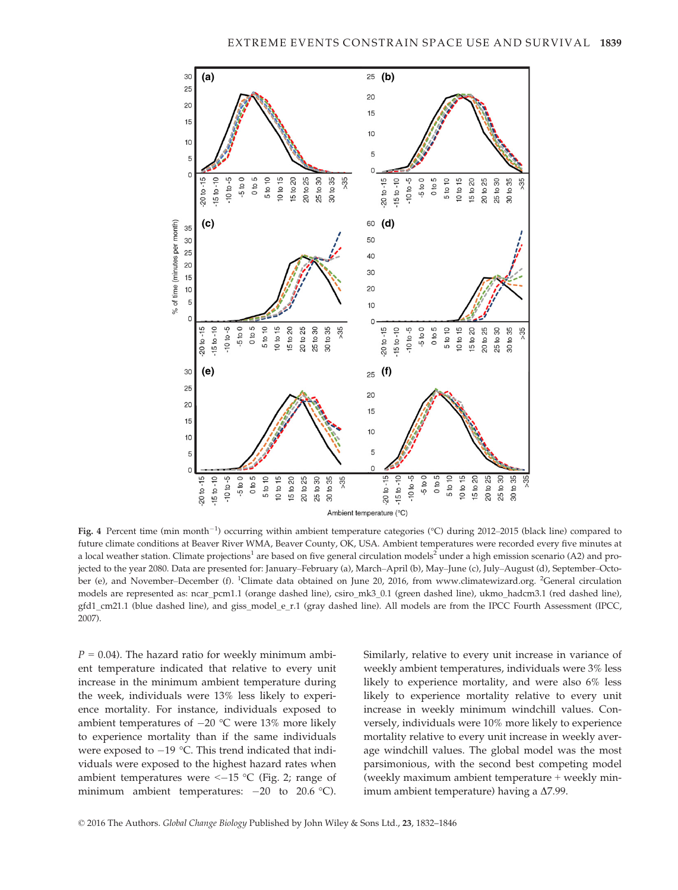**Fig. 4** Percent time (min month$^{-1}$) occurring within ambient temperature categories (°C) during 2012–2015 (black line) compared to future climate conditions at Beaver River WMA, Beaver County, OK, USA. Ambient temperatures were recorded every five minutes at a local weather station. Climate projections[1] are based on five general circulation models[2] under a high emission scenario (A2) and projected to the year 2080. Data are presented for: January–February (a), March–April (b), May–June (c), July–August (d), September–October (e), and November–December (f). [1]Climate data obtained on June 20, 2016, from www.climatewizard.org. [2]General circulation models are represented as: ncar_pcm1.1 (orange dashed line), csiro_mk3_0.1 (green dashed line), ukmo_hadcm3.1 (red dashed line), gfd1_cm21.1 (blue dashed line), and giss_model_e_r.1 (gray dashed line). All models are from the IPCC Fourth Assessment (IPCC, 2007).

$P = 0.04$). The hazard ratio for weekly minimum ambient temperature indicated that relative to every unit increase in the minimum ambient temperature during the week, individuals were 13% less likely to experience mortality. For instance, individuals exposed to ambient temperatures of −20 °C were 13% more likely to experience mortality than if the same individuals were exposed to −19 °C. This trend indicated that individuals were exposed to the highest hazard rates when ambient temperatures were <−15 °C (Fig. 2; range of minimum ambient temperatures: −20 to 20.6 °C). Similarly, relative to every unit increase in variance of weekly ambient temperatures, individuals were 3% less likely to experience mortality, and were also 6% less likely to experience mortality relative to every unit increase in weekly minimum windchill values. Conversely, individuals were 10% more likely to experience mortality relative to every unit increase in weekly average windchill values. The global model was the most parsimonious, with the second best competing model (weekly maximum ambient temperature + weekly minimum ambient temperature) having a Δ7.99.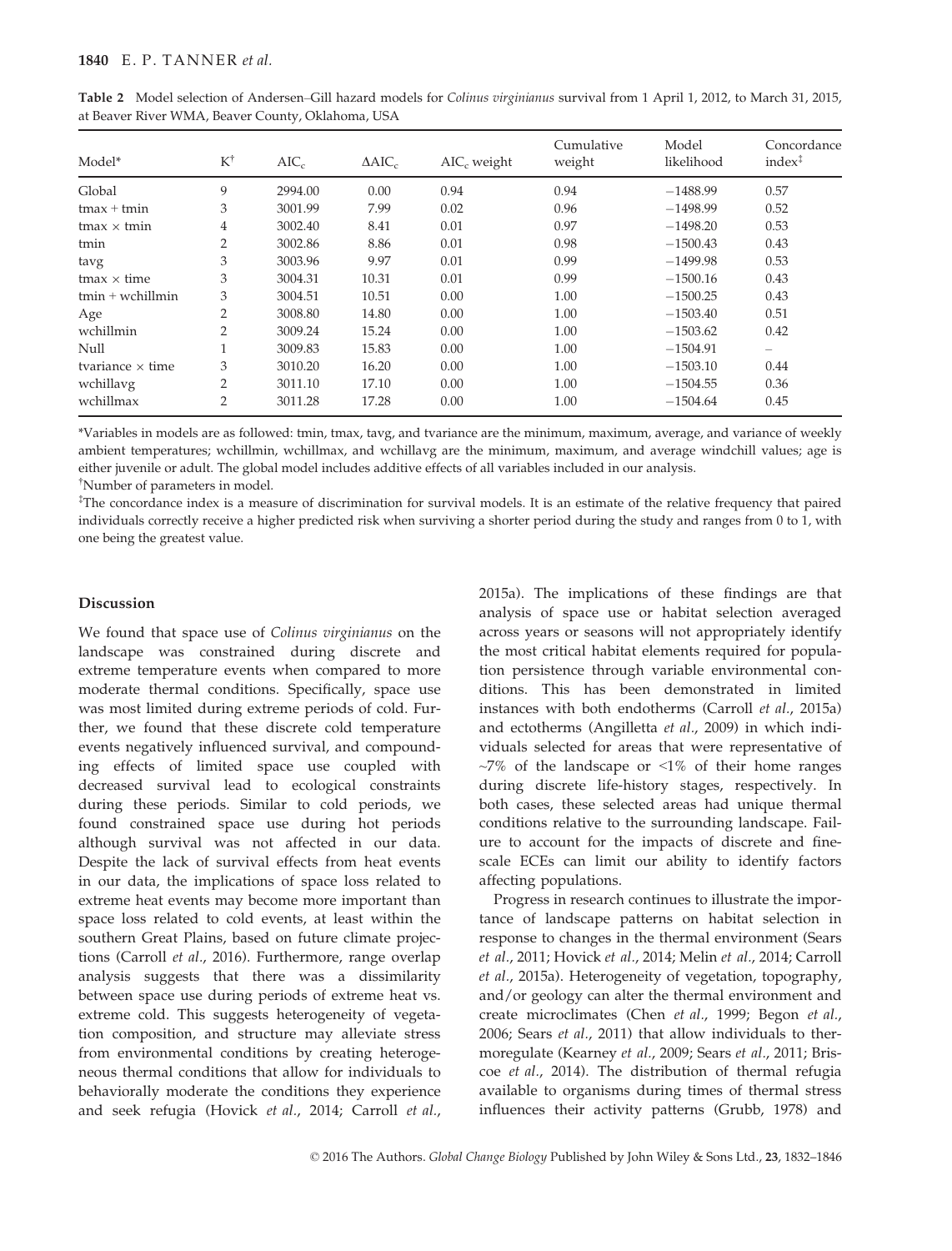**Table 2** Model selection of Andersen–Gill hazard models for *Colinus virginianus* survival from 1 April 1, 2012, to March 31, 2015, at Beaver River WMA, Beaver County, Oklahoma, USA

| Model* | K[†] | $AIC_c$ | $\Delta AIC_c$ | $AIC_c$ weight | Cumulative weight | Model likelihood | Concordance index[‡] |
|---|---|---|---|---|---|---|---|
| Global | 9 | 2994.00 | 0.00 | 0.94 | 0.94 | −1488.99 | 0.57 |
| tmax + tmin | 3 | 3001.99 | 7.99 | 0.02 | 0.96 | −1498.99 | 0.52 |
| tmax × tmin | 4 | 3002.40 | 8.41 | 0.01 | 0.97 | −1498.20 | 0.53 |
| tmin | 2 | 3002.86 | 8.86 | 0.01 | 0.98 | −1500.43 | 0.43 |
| tavg | 3 | 3003.96 | 9.97 | 0.01 | 0.99 | −1499.98 | 0.53 |
| tmax × time | 3 | 3004.31 | 10.31 | 0.01 | 0.99 | −1500.16 | 0.43 |
| tmin + wchillmin | 3 | 3004.51 | 10.51 | 0.00 | 1.00 | −1500.25 | 0.43 |
| Age | 2 | 3008.80 | 14.80 | 0.00 | 1.00 | −1503.40 | 0.51 |
| wchillmin | 2 | 3009.24 | 15.24 | 0.00 | 1.00 | −1503.62 | 0.42 |
| Null | 1 | 3009.83 | 15.83 | 0.00 | 1.00 | −1504.91 | – |
| tvariance × time | 3 | 3010.20 | 16.20 | 0.00 | 1.00 | −1503.10 | 0.44 |
| wchillavg | 2 | 3011.10 | 17.10 | 0.00 | 1.00 | −1504.55 | 0.36 |
| wchillmax | 2 | 3011.28 | 17.28 | 0.00 | 1.00 | −1504.64 | 0.45 |

*Variables in models are as followed: tmin, tmax, tavg, and tvariance are the minimum, maximum, average, and variance of weekly ambient temperatures; wchillmin, wchillmax, and wchillavg are the minimum, maximum, and average windchill values; age is either juvenile or adult. The global model includes additive effects of all variables included in our analysis.

[†]Number of parameters in model.

[‡]The concordance index is a measure of discrimination for survival models. It is an estimate of the relative frequency that paired individuals correctly receive a higher predicted risk when surviving a shorter period during the study and ranges from 0 to 1, with one being the greatest value.

## Discussion

We found that space use of *Colinus virginianus* on the landscape was constrained during discrete and extreme temperature events when compared to more moderate thermal conditions. Specifically, space use was most limited during extreme periods of cold. Further, we found that these discrete cold temperature events negatively influenced survival, and compounding effects of limited space use coupled with decreased survival lead to ecological constraints during these periods. Similar to cold periods, we found constrained space use during hot periods although survival was not affected in our data. Despite the lack of survival effects from heat events in our data, the implications of space loss related to extreme heat events may become more important than space loss related to cold events, at least within the southern Great Plains, based on future climate projections (Carroll *et al*., 2016). Furthermore, range overlap analysis suggests that there was a dissimilarity between space use during periods of extreme heat vs. extreme cold. This suggests heterogeneity of vegetation composition, and structure may alleviate stress from environmental conditions by creating heterogeneous thermal conditions that allow for individuals to behaviorally moderate the conditions they experience and seek refugia (Hovick *et al*., 2014; Carroll *et al*., 2015a). The implications of these findings are that analysis of space use or habitat selection averaged across years or seasons will not appropriately identify the most critical habitat elements required for population persistence through variable environmental conditions. This has been demonstrated in limited instances with both endotherms (Carroll *et al*., 2015a) and ectotherms (Angilletta *et al*., 2009) in which individuals selected for areas that were representative of ~7% of the landscape or <1% of their home ranges during discrete life-history stages, respectively. In both cases, these selected areas had unique thermal conditions relative to the surrounding landscape. Failure to account for the impacts of discrete and fine-scale ECEs can limit our ability to identify factors affecting populations.

Progress in research continues to illustrate the importance of landscape patterns on habitat selection in response to changes in the thermal environment (Sears *et al*., 2011; Hovick *et al*., 2014; Melin *et al*., 2014; Carroll *et al*., 2015a). Heterogeneity of vegetation, topography, and/or geology can alter the thermal environment and create microclimates (Chen *et al*., 1999; Begon *et al*., 2006; Sears *et al*., 2011) that allow individuals to thermoregulate (Kearney *et al*., 2009; Sears *et al*., 2011; Briscoe *et al*., 2014). The distribution of thermal refugia available to organisms during times of thermal stress influences their activity patterns (Grubb, 1978) and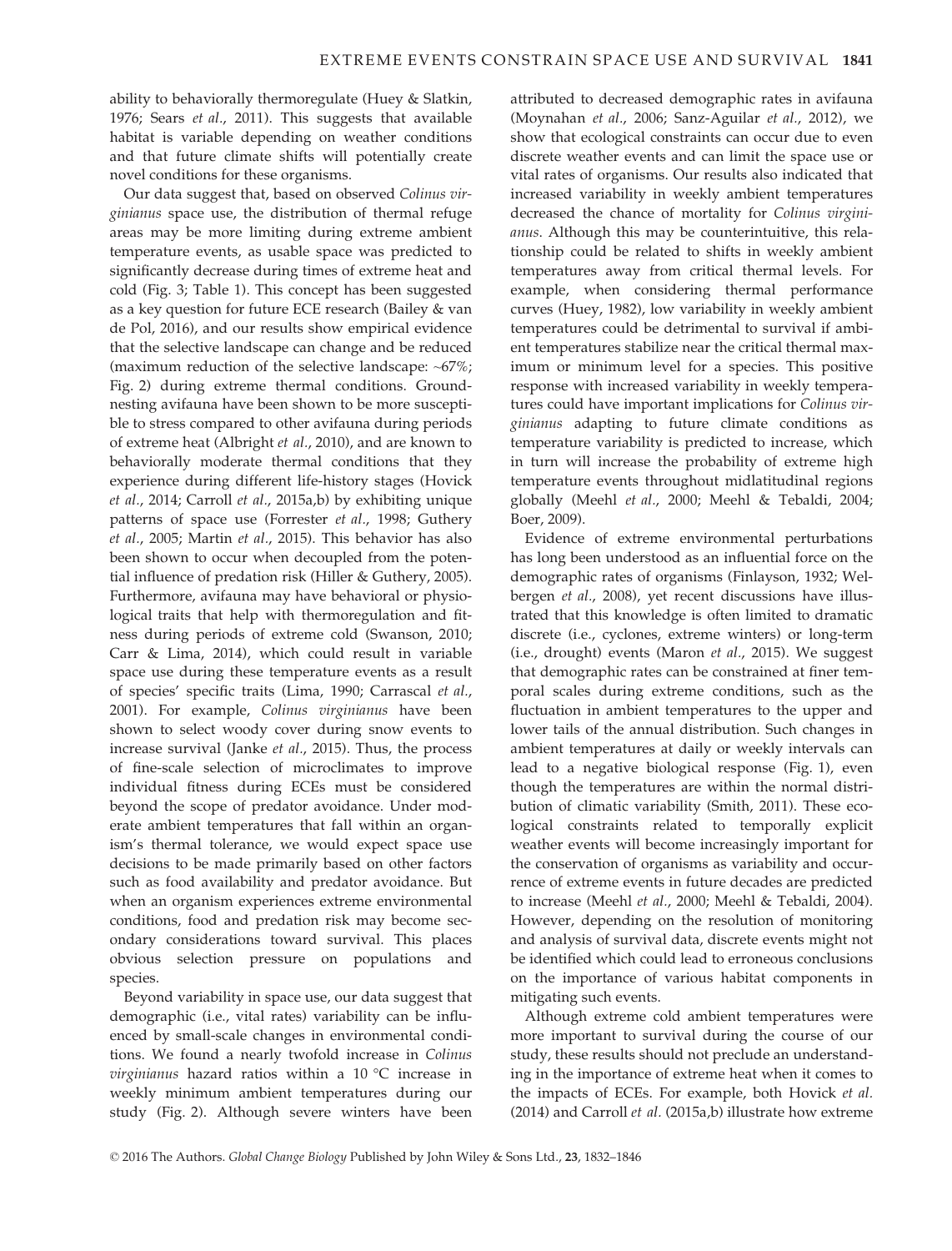ability to behaviorally thermoregulate (Huey & Slatkin, 1976; Sears *et al.*, 2011). This suggests that available habitat is variable depending on weather conditions and that future climate shifts will potentially create novel conditions for these organisms.

Our data suggest that, based on observed *Colinus virginianus* space use, the distribution of thermal refuge areas may be more limiting during extreme ambient temperature events, as usable space was predicted to significantly decrease during times of extreme heat and cold (Fig. 3; Table 1). This concept has been suggested as a key question for future ECE research (Bailey & van de Pol, 2016), and our results show empirical evidence that the selective landscape can change and be reduced (maximum reduction of the selective landscape: ~67%; Fig. 2) during extreme thermal conditions. Ground-nesting avifauna have been shown to be more susceptible to stress compared to other avifauna during periods of extreme heat (Albright *et al.*, 2010), and are known to behaviorally moderate thermal conditions that they experience during different life-history stages (Hovick *et al.*, 2014; Carroll *et al.*, 2015a,b) by exhibiting unique patterns of space use (Forrester *et al.*, 1998; Guthery *et al.*, 2005; Martin *et al.*, 2015). This behavior has also been shown to occur when decoupled from the potential influence of predation risk (Hiller & Guthery, 2005). Furthermore, avifauna may have behavioral or physiological traits that help with thermoregulation and fitness during periods of extreme cold (Swanson, 2010; Carr & Lima, 2014), which could result in variable space use during these temperature events as a result of species' specific traits (Lima, 1990; Carrascal *et al.*, 2001). For example, *Colinus virginianus* have been shown to select woody cover during snow events to increase survival (Janke *et al.*, 2015). Thus, the process of fine-scale selection of microclimates to improve individual fitness during ECEs must be considered beyond the scope of predator avoidance. Under moderate ambient temperatures that fall within an organism's thermal tolerance, we would expect space use decisions to be made primarily based on other factors such as food availability and predator avoidance. But when an organism experiences extreme environmental conditions, food and predation risk may become secondary considerations toward survival. This places obvious selection pressure on populations and species.

Beyond variability in space use, our data suggest that demographic (i.e., vital rates) variability can be influenced by small-scale changes in environmental conditions. We found a nearly twofold increase in *Colinus virginianus* hazard ratios within a 10 °C increase in weekly minimum ambient temperatures during our study (Fig. 2). Although severe winters have been attributed to decreased demographic rates in avifauna (Moynahan *et al.*, 2006; Sanz-Aguilar *et al.*, 2012), we show that ecological constraints can occur due to even discrete weather events and can limit the space use or vital rates of organisms. Our results also indicated that increased variability in weekly ambient temperatures decreased the chance of mortality for *Colinus virginianus*. Although this may be counterintuitive, this relationship could be related to shifts in weekly ambient temperatures away from critical thermal levels. For example, when considering thermal performance curves (Huey, 1982), low variability in weekly ambient temperatures could be detrimental to survival if ambient temperatures stabilize near the critical thermal maximum or minimum level for a species. This positive response with increased variability in weekly temperatures could have important implications for *Colinus virginianus* adapting to future climate conditions as temperature variability is predicted to increase, which in turn will increase the probability of extreme high temperature events throughout midlatitudinal regions globally (Meehl *et al.*, 2000; Meehl & Tebaldi, 2004; Boer, 2009).

Evidence of extreme environmental perturbations has long been understood as an influential force on the demographic rates of organisms (Finlayson, 1932; Welbergen *et al.*, 2008), yet recent discussions have illustrated that this knowledge is often limited to dramatic discrete (i.e., cyclones, extreme winters) or long-term (i.e., drought) events (Maron *et al.*, 2015). We suggest that demographic rates can be constrained at finer temporal scales during extreme conditions, such as the fluctuation in ambient temperatures to the upper and lower tails of the annual distribution. Such changes in ambient temperatures at daily or weekly intervals can lead to a negative biological response (Fig. 1), even though the temperatures are within the normal distribution of climatic variability (Smith, 2011). These ecological constraints related to temporally explicit weather events will become increasingly important for the conservation of organisms as variability and occurrence of extreme events in future decades are predicted to increase (Meehl *et al.*, 2000; Meehl & Tebaldi, 2004). However, depending on the resolution of monitoring and analysis of survival data, discrete events might not be identified which could lead to erroneous conclusions on the importance of various habitat components in mitigating such events.

Although extreme cold ambient temperatures were more important to survival during the course of our study, these results should not preclude an understanding in the importance of extreme heat when it comes to the impacts of ECEs. For example, both Hovick *et al.* (2014) and Carroll *et al.* (2015a,b) illustrate how extreme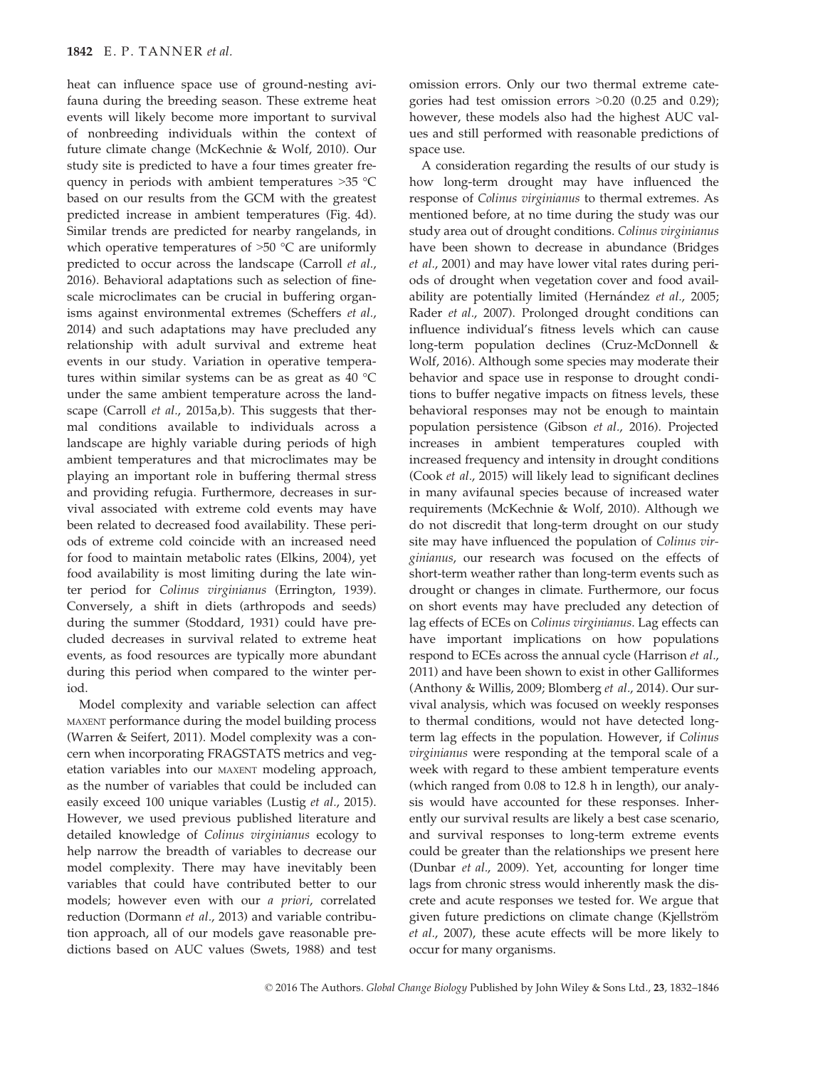heat can influence space use of ground-nesting avifauna during the breeding season. These extreme heat events will likely become more important to survival of nonbreeding individuals within the context of future climate change (McKechnie & Wolf, 2010). Our study site is predicted to have a four times greater frequency in periods with ambient temperatures >35 °C based on our results from the GCM with the greatest predicted increase in ambient temperatures (Fig. 4d). Similar trends are predicted for nearby rangelands, in which operative temperatures of >50 °C are uniformly predicted to occur across the landscape (Carroll *et al.*, 2016). Behavioral adaptations such as selection of fine-scale microclimates can be crucial in buffering organisms against environmental extremes (Scheffers *et al.*, 2014) and such adaptations may have precluded any relationship with adult survival and extreme heat events in our study. Variation in operative temperatures within similar systems can be as great as 40 °C under the same ambient temperature across the landscape (Carroll *et al.*, 2015a,b). This suggests that thermal conditions available to individuals across a landscape are highly variable during periods of high ambient temperatures and that microclimates may be playing an important role in buffering thermal stress and providing refugia. Furthermore, decreases in survival associated with extreme cold events may have been related to decreased food availability. These periods of extreme cold coincide with an increased need for food to maintain metabolic rates (Elkins, 2004), yet food availability is most limiting during the late winter period for *Colinus virginianus* (Errington, 1939). Conversely, a shift in diets (arthropods and seeds) during the summer (Stoddard, 1931) could have precluded decreases in survival related to extreme heat events, as food resources are typically more abundant during this period when compared to the winter period.

Model complexity and variable selection can affect MAXENT performance during the model building process (Warren & Seifert, 2011). Model complexity was a concern when incorporating FRAGSTATS metrics and vegetation variables into our MAXENT modeling approach, as the number of variables that could be included can easily exceed 100 unique variables (Lustig *et al.*, 2015). However, we used previous published literature and detailed knowledge of *Colinus virginianus* ecology to help narrow the breadth of variables to decrease our model complexity. There may have inevitably been variables that could have contributed better to our models; however even with our *a priori*, correlated reduction (Dormann *et al.*, 2013) and variable contribution approach, all of our models gave reasonable predictions based on AUC values (Swets, 1988) and test omission errors. Only our two thermal extreme categories had test omission errors >0.20 (0.25 and 0.29); however, these models also had the highest AUC values and still performed with reasonable predictions of space use.

A consideration regarding the results of our study is how long-term drought may have influenced the response of *Colinus virginianus* to thermal extremes. As mentioned before, at no time during the study was our study area out of drought conditions. *Colinus virginianus* have been shown to decrease in abundance (Bridges *et al.*, 2001) and may have lower vital rates during periods of drought when vegetation cover and food availability are potentially limited (Hernández *et al.*, 2005; Rader *et al.*, 2007). Prolonged drought conditions can influence individual's fitness levels which can cause long-term population declines (Cruz-McDonnell & Wolf, 2016). Although some species may moderate their behavior and space use in response to drought conditions to buffer negative impacts on fitness levels, these behavioral responses may not be enough to maintain population persistence (Gibson *et al.*, 2016). Projected increases in ambient temperatures coupled with increased frequency and intensity in drought conditions (Cook *et al.*, 2015) will likely lead to significant declines in many avifaunal species because of increased water requirements (McKechnie & Wolf, 2010). Although we do not discredit that long-term drought on our study site may have influenced the population of *Colinus virginianus*, our research was focused on the effects of short-term weather rather than long-term events such as drought or changes in climate. Furthermore, our focus on short events may have precluded any detection of lag effects of ECEs on *Colinus virginianus*. Lag effects can have important implications on how populations respond to ECEs across the annual cycle (Harrison *et al.*, 2011) and have been shown to exist in other Galliformes (Anthony & Willis, 2009; Blomberg *et al.*, 2014). Our survival analysis, which was focused on weekly responses to thermal conditions, would not have detected long-term lag effects in the population. However, if *Colinus virginianus* were responding at the temporal scale of a week with regard to these ambient temperature events (which ranged from 0.08 to 12.8 h in length), our analysis would have accounted for these responses. Inherently our survival results are likely a best case scenario, and survival responses to long-term extreme events could be greater than the relationships we present here (Dunbar *et al.*, 2009). Yet, accounting for longer time lags from chronic stress would inherently mask the discrete and acute responses we tested for. We argue that given future predictions on climate change (Kjellström *et al.*, 2007), these acute effects will be more likely to occur for many organisms.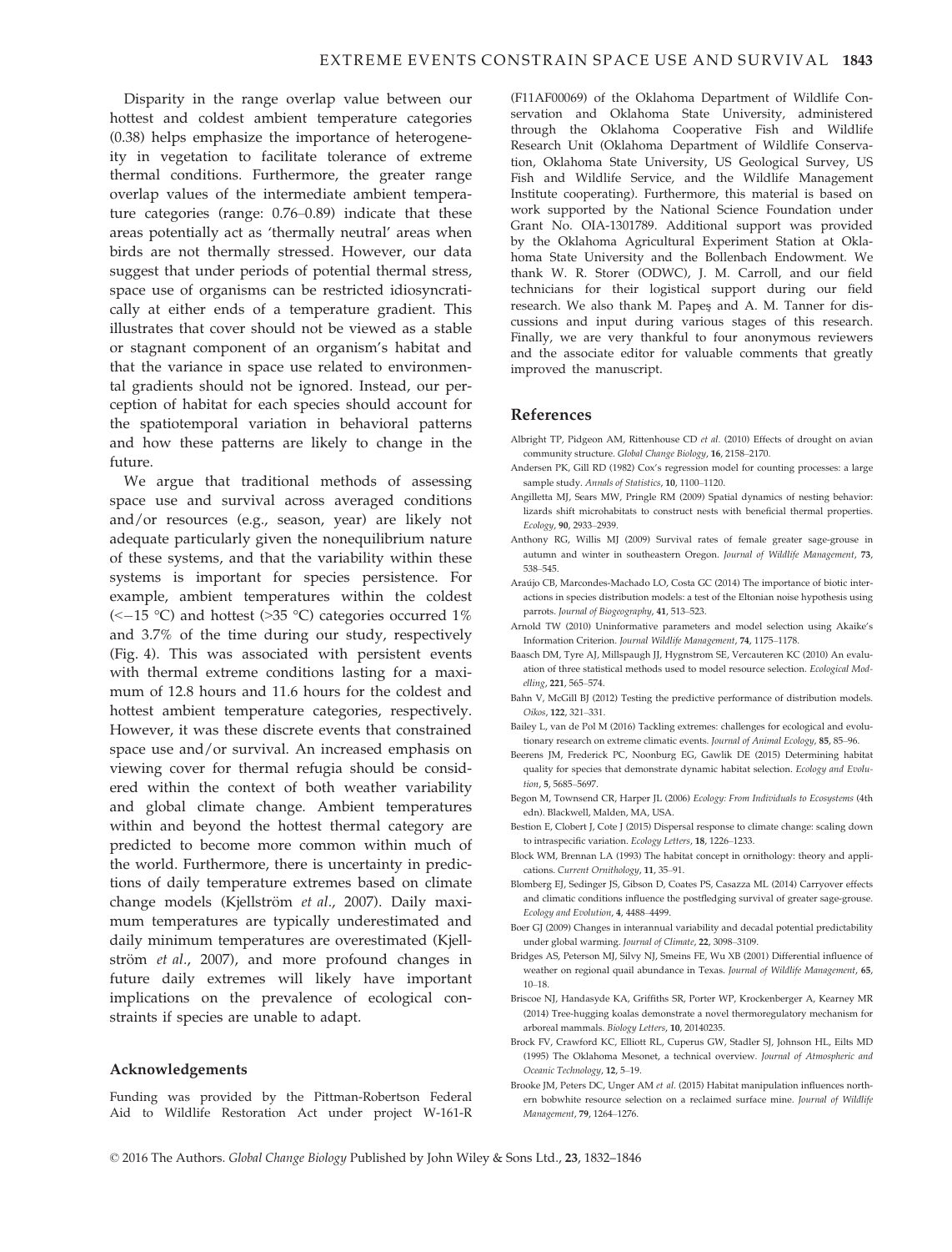Disparity in the range overlap value between our hottest and coldest ambient temperature categories (0.38) helps emphasize the importance of heterogeneity in vegetation to facilitate tolerance of extreme thermal conditions. Furthermore, the greater range overlap values of the intermediate ambient temperature categories (range: 0.76–0.89) indicate that these areas potentially act as 'thermally neutral' areas when birds are not thermally stressed. However, our data suggest that under periods of potential thermal stress, space use of organisms can be restricted idiosyncratically at either ends of a temperature gradient. This illustrates that cover should not be viewed as a stable or stagnant component of an organism's habitat and that the variance in space use related to environmental gradients should not be ignored. Instead, our perception of habitat for each species should account for the spatiotemporal variation in behavioral patterns and how these patterns are likely to change in the future.

We argue that traditional methods of assessing space use and survival across averaged conditions and/or resources (e.g., season, year) are likely not adequate particularly given the nonequilibrium nature of these systems, and that the variability within these systems is important for species persistence. For example, ambient temperatures within the coldest (<−15 °C) and hottest (>35 °C) categories occurred 1% and 3.7% of the time during our study, respectively (Fig. 4). This was associated with persistent events with thermal extreme conditions lasting for a maximum of 12.8 hours and 11.6 hours for the coldest and hottest ambient temperature categories, respectively. However, it was these discrete events that constrained space use and/or survival. An increased emphasis on viewing cover for thermal refugia should be considered within the context of both weather variability and global climate change. Ambient temperatures within and beyond the hottest thermal category are predicted to become more common within much of the world. Furthermore, there is uncertainty in predictions of daily temperature extremes based on climate change models (Kjellström *et al.*, 2007). Daily maximum temperatures are typically underestimated and daily minimum temperatures are overestimated (Kjellström *et al.*, 2007), and more profound changes in future daily extremes will likely have important implications on the prevalence of ecological constraints if species are unable to adapt.

### Acknowledgements

Funding was provided by the Pittman-Robertson Federal Aid to Wildlife Restoration Act under project W-161-R (F11AF00069) of the Oklahoma Department of Wildlife Conservation and Oklahoma State University, administered through the Oklahoma Cooperative Fish and Wildlife Research Unit (Oklahoma Department of Wildlife Conservation, Oklahoma State University, US Geological Survey, US Fish and Wildlife Service, and the Wildlife Management Institute cooperating). Furthermore, this material is based on work supported by the National Science Foundation under Grant No. OIA-1301789. Additional support was provided by the Oklahoma Agricultural Experiment Station at Oklahoma State University and the Bollenbach Endowment. We thank W. R. Storer (ODWC), J. M. Carroll, and our field technicians for their logistical support during our field research. We also thank M. Papeş and A. M. Tanner for discussions and input during various stages of this research. Finally, we are very thankful to four anonymous reviewers and the associate editor for valuable comments that greatly improved the manuscript.

## References

Albright TP, Pidgeon AM, Rittenhouse CD *et al.* (2010) Effects of drought on avian community structure. *Global Change Biology*, **16**, 2158–2170.

Andersen PK, Gill RD (1982) Cox's regression model for counting processes: a large sample study. *Annals of Statistics*, **10**, 1100–1120.

Angilletta MJ, Sears MW, Pringle RM (2009) Spatial dynamics of nesting behavior: lizards shift microhabitats to construct nests with beneficial thermal properties. *Ecology*, **90**, 2933–2939.

Anthony RG, Willis MJ (2009) Survival rates of female greater sage-grouse in autumn and winter in southeastern Oregon. *Journal of Wildlife Management*, **73**, 538–545.

Araújo CB, Marcondes-Machado LO, Costa GC (2014) The importance of biotic interactions in species distribution models: a test of the Eltonian noise hypothesis using parrots. *Journal of Biogeography*, **41**, 513–523.

Arnold TW (2010) Uninformative parameters and model selection using Akaike's Information Criterion. *Journal Wildlife Management*, **74**, 1175–1178.

Baasch DM, Tyre AJ, Millspaugh JJ, Hygnstrom SE, Vercauteren KC (2010) An evaluation of three statistical methods used to model resource selection. *Ecological Modelling*, **221**, 565–574.

Bahn V, McGill BJ (2012) Testing the predictive performance of distribution models. *Oikos*, **122**, 321–331.

Bailey L, van de Pol M (2016) Tackling extremes: challenges for ecological and evolutionary research on extreme climatic events. *Journal of Animal Ecology*, **85**, 85–96.

Beerens JM, Frederick PC, Noonburg EG, Gawlik DE (2015) Determining habitat quality for species that demonstrate dynamic habitat selection. *Ecology and Evolution*, **5**, 5685–5697.

Begon M, Townsend CR, Harper JL (2006) *Ecology: From Individuals to Ecosystems* (4th edn). Blackwell, Malden, MA, USA.

Bestion E, Clobert J, Cote J (2015) Dispersal response to climate change: scaling down to intraspecific variation. *Ecology Letters*, **18**, 1226–1233.

Block WM, Brennan LA (1993) The habitat concept in ornithology: theory and applications. *Current Ornithology*, **11**, 35–91.

Blomberg EJ, Sedinger JS, Gibson D, Coates PS, Casazza ML (2014) Carryover effects and climatic conditions influence the postfledging survival of greater sage-grouse. *Ecology and Evolution*, **4**, 4488–4499.

Boer GJ (2009) Changes in interannual variability and decadal potential predictability under global warming. *Journal of Climate*, **22**, 3098–3109.

Bridges AS, Peterson MJ, Silvy NJ, Smeins FE, Wu XB (2001) Differential influence of weather on regional quail abundance in Texas. *Journal of Wildlife Management*, **65**, 10–18.

Briscoe NJ, Handasyde KA, Griffiths SR, Porter WP, Krockenberger A, Kearney MR (2014) Tree-hugging koalas demonstrate a novel thermoregulatory mechanism for arboreal mammals. *Biology Letters*, **10**, 20140235.

Brock FV, Crawford KC, Elliott RL, Cuperus GW, Stadler SJ, Johnson HL, Eilts MD (1995) The Oklahoma Mesonet, a technical overview. *Journal of Atmospheric and Oceanic Technology*, **12**, 5–19.

Brooke JM, Peters DC, Unger AM *et al.* (2015) Habitat manipulation influences northern bobwhite resource selection on a reclaimed surface mine. *Journal of Wildlife Management*, **79**, 1264–1276.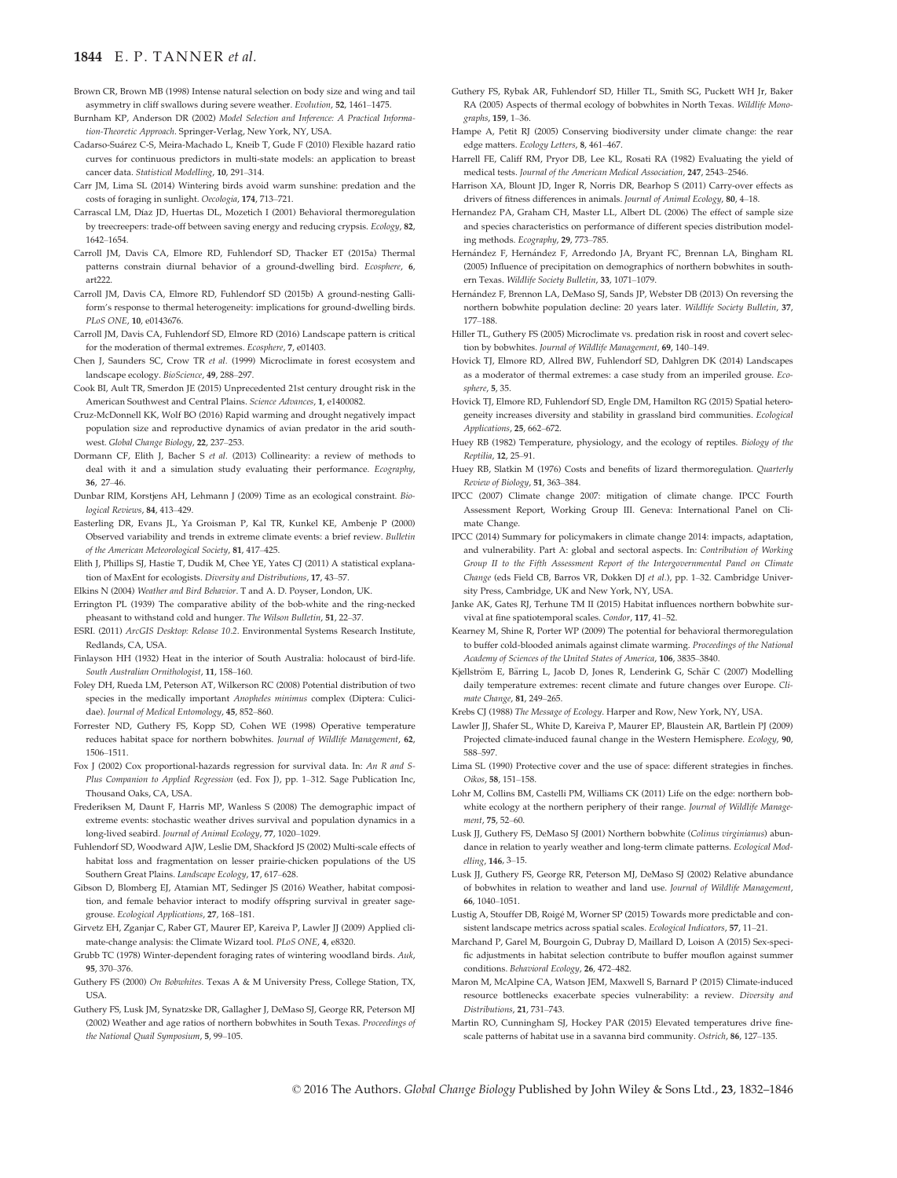Brown CR, Brown MB (1998) Intense natural selection on body size and wing and tail asymmetry in cliff swallows during severe weather. *Evolution*, **52**, 1461–1475.

Burnham KP, Anderson DR (2002) *Model Selection and Inference: A Practical Information-Theoretic Approach*. Springer-Verlag, New York, NY, USA.

Cadarso-Suárez C-S, Meira-Machado L, Kneib T, Gude F (2010) Flexible hazard ratio curves for continuous predictors in multi-state models: an application to breast cancer data. *Statistical Modelling*, **10**, 291–314.

Carr JM, Lima SL (2014) Wintering birds avoid warm sunshine: predation and the costs of foraging in sunlight. *Oecologia*, **174**, 713–721.

Carrascal LM, Díaz JD, Huertas DL, Mozetich I (2001) Behavioral thermoregulation by treecreepers: trade-off between saving energy and reducing crypsis. *Ecology*, **82**, 1642–1654.

Carroll JM, Davis CA, Elmore RD, Fuhlendorf SD, Thacker ET (2015a) Thermal patterns constrain diurnal behavior of a ground-dwelling bird. *Ecosphere*, **6**, art222.

Carroll JM, Davis CA, Elmore RD, Fuhlendorf SD (2015b) A ground-nesting Galliform's response to thermal heterogeneity: implications for ground-dwelling birds. *PLoS ONE*, **10**, e0143676.

Carroll JM, Davis CA, Fuhlendorf SD, Elmore RD (2016) Landscape pattern is critical for the moderation of thermal extremes. *Ecosphere*, **7**, e01403.

Chen J, Saunders SC, Crow TR *et al.* (1999) Microclimate in forest ecosystem and landscape ecology. *BioScience*, **49**, 288–297.

Cook BI, Ault TR, Smerdon JE (2015) Unprecedented 21st century drought risk in the American Southwest and Central Plains. *Science Advances*, **1**, e1400082.

Cruz-McDonnell KK, Wolf BO (2016) Rapid warming and drought negatively impact population size and reproductive dynamics of avian predator in the arid southwest. *Global Change Biology*, **22**, 237–253.

Dormann CF, Elith J, Bacher S *et al.* (2013) Collinearity: a review of methods to deal with it and a simulation study evaluating their performance. *Ecography*, **36**, 27–46.

Dunbar RIM, Korstjens AH, Lehmann J (2009) Time as an ecological constraint. *Biological Reviews*, **84**, 413–429.

Easterling DR, Evans JL, Ya Groisman P, Kal TR, Kunkel KE, Ambenje P (2000) Observed variability and trends in extreme climate events: a brief review. *Bulletin of the American Meteorological Society*, **81**, 417–425.

Elith J, Phillips SJ, Hastie T, Dudík M, Chee YE, Yates CJ (2011) A statistical explanation of MaxEnt for ecologists. *Diversity and Distributions*, **17**, 43–57.

Elkins N (2004) *Weather and Bird Behavior*. T and A. D. Poyser, London, UK.

Errington PL (1939) The comparative ability of the bob-white and the ring-necked pheasant to withstand cold and hunger. *The Wilson Bulletin*, **51**, 22–37.

ESRI. (2011) *ArcGIS Desktop: Release 10.2*. Environmental Systems Research Institute, Redlands, CA, USA.

Finlayson HH (1932) Heat in the interior of South Australia: holocaust of bird-life. *South Australian Ornithologist*, **11**, 158–160.

Foley DH, Rueda LM, Peterson AT, Wilkerson RC (2008) Potential distribution of two species in the medically important *Anopheles minimus* complex (Diptera: Culicidae). *Journal of Medical Entomology*, **45**, 852–860.

Forrester ND, Guthery FS, Kopp SD, Cohen WE (1998) Operative temperature reduces habitat space for northern bobwhites. *Journal of Wildlife Management*, **62**, 1506–1511.

Fox J (2002) Cox proportional-hazards regression for survival data. In: *An R and S-Plus Companion to Applied Regression* (ed. Fox J), pp. 1–312. Sage Publication Inc, Thousand Oaks, CA, USA.

Frederiksen M, Daunt F, Harris MP, Wanless S (2008) The demographic impact of extreme events: stochastic weather drives survival and population dynamics in a long-lived seabird. *Journal of Animal Ecology*, **77**, 1020–1029.

Fuhlendorf SD, Woodward AJW, Leslie DM, Shackford JS (2002) Multi-scale effects of habitat loss and fragmentation on lesser prairie-chicken populations of the US Southern Great Plains. *Landscape Ecology*, **17**, 617–628.

Gibson D, Blomberg EJ, Atamian MT, Sedinger JS (2016) Weather, habitat composition, and female behavior interact to modify offspring survival in greater sage-grouse. *Ecological Applications*, **27**, 168–181.

Girvetz EH, Zganjar C, Raber GT, Maurer EP, Kareiva P, Lawler JJ (2009) Applied climate-change analysis: the Climate Wizard tool. *PLoS ONE*, **4**, e8320.

Grubb TC (1978) Winter-dependent foraging rates of wintering woodland birds. *Auk*, **95**, 370–376.

Guthery FS (2000) *On Bobwhites*. Texas A & M University Press, College Station, TX, USA.

Guthery FS, Lusk JM, Synatzske DR, Gallagher J, DeMaso SJ, George RR, Peterson MJ (2002) Weather and age ratios of northern bobwhites in South Texas. *Proceedings of the National Quail Symposium*, **5**, 99–105.

Guthery FS, Rybak AR, Fuhlendorf SD, Hiller TL, Smith SG, Puckett WH Jr, Baker RA (2005) Aspects of thermal ecology of bobwhites in North Texas. *Wildlife Monographs*, **159**, 1–36.

Hampe A, Petit RJ (2005) Conserving biodiversity under climate change: the rear edge matters. *Ecology Letters*, **8**, 461–467.

Harrell FE, Califf RM, Pryor DB, Lee KL, Rosati RA (1982) Evaluating the yield of medical tests. *Journal of the American Medical Association*, **247**, 2543–2546.

Harrison XA, Blount JD, Inger R, Norris DR, Bearhop S (2011) Carry-over effects as drivers of fitness differences in animals. *Journal of Animal Ecology*, **80**, 4–18.

Hernandez PA, Graham CH, Master LL, Albert DL (2006) The effect of sample size and species characteristics on performance of different species distribution modeling methods. *Ecography*, **29**, 773–785.

Hernández F, Hernández F, Arredondo JA, Bryant FC, Brennan LA, Bingham RL (2005) Influence of precipitation on demographics of northern bobwhites in southern Texas. *Wildlife Society Bulletin*, **33**, 1071–1079.

Hernández F, Brennan LA, DeMaso SJ, Sands JP, Webster DB (2013) On reversing the northern bobwhite population decline: 20 years later. *Wildlife Society Bulletin*, **37**, 177–188.

Hiller TL, Guthery FS (2005) Microclimate vs. predation risk in roost and covert selection by bobwhites. *Journal of Wildlife Management*, **69**, 140–149.

Hovick TJ, Elmore RD, Allred BW, Fuhlendorf SD, Dahlgren DK (2014) Landscapes as a moderator of thermal extremes: a case study from an imperiled grouse. *Ecosphere*, **5**, 35.

Hovick TJ, Elmore RD, Fuhlendorf SD, Engle DM, Hamilton RG (2015) Spatial heterogeneity increases diversity and stability in grassland bird communities. *Ecological Applications*, **25**, 662–672.

Huey RB (1982) Temperature, physiology, and the ecology of reptiles. *Biology of the Reptilia*, **12**, 25–91.

Huey RB, Slatkin M (1976) Costs and benefits of lizard thermoregulation. *Quarterly Review of Biology*, **51**, 363–384.

IPCC (2007) Climate change 2007: mitigation of climate change. IPCC Fourth Assessment Report, Working Group III. Geneva: International Panel on Climate Change.

IPCC (2014) Summary for policymakers in climate change 2014: impacts, adaptation, and vulnerability. Part A: global and sectoral aspects. In: *Contribution of Working Group II to the Fifth Assessment Report of the Intergovernmental Panel on Climate Change* (eds Field CB, Barros VR, Dokken DJ *et al.*), pp. 1–32. Cambridge University Press, Cambridge, UK and New York, NY, USA.

Janke AK, Gates RJ, Terhune TM II (2015) Habitat influences northern bobwhite survival at fine spatiotemporal scales. *Condor*, **117**, 41–52.

Kearney M, Shine R, Porter WP (2009) The potential for behavioral thermoregulation to buffer cold-blooded animals against climate warming. *Proceedings of the National Academy of Sciences of the United States of America*, **106**, 3835–3840.

Kjellström E, Bärring L, Jacob D, Jones R, Lenderink G, Schär C (2007) Modelling daily temperature extremes: recent climate and future changes over Europe. *Climate Change*, **81**, 249–265.

Krebs CJ (1988) *The Message of Ecology*. Harper and Row, New York, NY, USA.

Lawler JJ, Shafer SL, White D, Kareiva P, Maurer EP, Blaustein AR, Bartlein PJ (2009) Projected climate-induced faunal change in the Western Hemisphere. *Ecology*, **90**, 588–597.

Lima SL (1990) Protective cover and the use of space: different strategies in finches. *Oikos*, **58**, 151–158.

Lohr M, Collins BM, Castelli PM, Williams CK (2011) Life on the edge: northern bobwhite ecology at the northern periphery of their range. *Journal of Wildlife Management*, **75**, 52–60.

Lusk JJ, Guthery FS, DeMaso SJ (2001) Northern bobwhite (*Colinus virginianus*) abundance in relation to yearly weather and long-term climate patterns. *Ecological Modelling*, **146**, 3–15.

Lusk JJ, Guthery FS, George RR, Peterson MJ, DeMaso SJ (2002) Relative abundance of bobwhites in relation to weather and land use. *Journal of Wildlife Management*, **66**, 1040–1051.

Lustig A, Stouffer DB, Roigé M, Worner SP (2015) Towards more predictable and consistent landscape metrics across spatial scales. *Ecological Indicators*, **57**, 11–21.

Marchand P, Garel M, Bourgoin G, Dubray D, Maillard D, Loison A (2015) Sex-specific adjustments in habitat selection contribute to buffer mouflon against summer conditions. *Behavioral Ecology*, **26**, 472–482.

Maron M, McAlpine CA, Watson JEM, Maxwell S, Barnard P (2015) Climate-induced resource bottlenecks exacerbate species vulnerability: a review. *Diversity and Distributions*, **21**, 731–743.

Martin RO, Cunningham SJ, Hockey PAR (2015) Elevated temperatures drive fine-scale patterns of habitat use in a savanna bird community. *Ostrich*, **86**, 127–135.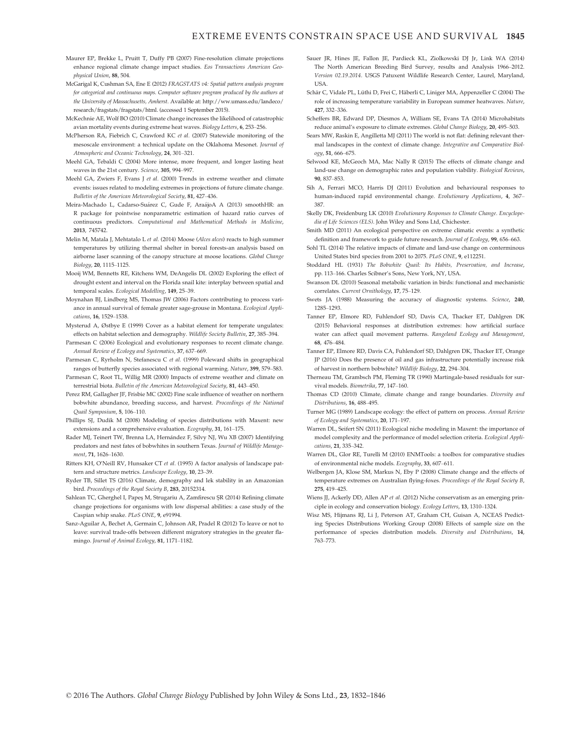Maurer EP, Brekke L, Pruitt T, Duffy PB (2007) Fine-resolution climate projections enhance regional climate change impact studies. *Eos Transactions American Geophysical Union*, **88**, 504.

McGarigal K, Cushman SA, Ene E (2012) *FRAGSTATS v4: Spatial pattern analysis program for categorical and continuous maps. Computer software program produced by the authors at the University of Massachusetts, Amherst.* Available at: http://ww.umass.edu/landeco/research/fragstats/fragstats/html. (accessed 1 September 2015).

McKechnie AE, Wolf BO (2010) Climate change increases the likelihood of catastrophic avian mortality events during extreme heat waves. *Biology Letters*, **6**, 253–256.

McPherson RA, Fiebrich C, Crawford KC *et al.* (2007) Statewide monitoring of the mesoscale environment: a technical update on the Oklahoma Mesonet. *Journal of Atmospheric and Oceanic Technology*, **24**, 301–321.

Meehl GA, Tebaldi C (2004) More intense, more frequent, and longer lasting heat waves in the 21st century. *Science*, **305**, 994–997.

Meehl GA, Zwiers F, Evans J *et al.* (2000) Trends in extreme weather and climate events: issues related to modeling extremes in projections of future climate change. *Bulletin of the American Meteorological Society*, **81**, 427–436.

Meira-Machado L, Cadarso-Suárez C, Gude F, AraújoA A (2013) smoothHR: an R package for pointwise nonparametric estimation of hazard ratio curves of continuous predictors. *Computational and Mathematical Methods in Medicine*, **2013**, 745742.

Melin M, Matala J, Mehtatalo L *et al.* (2014) Moose (*Alces alces*) reacts to high summer temperatures by utilizing thermal shelter in boreal forests-an analysis based on airborne laser scanning of the canopy structure at moose locations. *Global Change Biology*, **20**, 1115–1125.

Mooij WM, Bennetts RE, Kitchens WM, DeAngelis DL (2002) Exploring the effect of drought extent and interval on the Florida snail kite: interplay between spatial and temporal scales. *Ecological Modelling*, **149**, 25–39.

Moynahan BJ, Lindberg MS, Thomas JW (2006) Factors contributing to process variance in annual survival of female greater sage-grouse in Montana. *Ecological Applications*, **16**, 1529–1538.

Mysterud A, Østbye E (1999) Cover as a habitat element for temperate ungulates: effects on habitat selection and demography. *Wildlife Society Bulletin*, **27**, 385–394.

Parmesan C (2006) Ecological and evolutionary responses to recent climate change. *Annual Review of Ecology and Systematics*, **37**, 637–669.

Parmesan C, Ryrholm N, Stefanescu C *et al.* (1999) Poleward shifts in geographical ranges of butterfly species associated with regional warming. *Nature*, **399**, 579–583.

Parmesan C, Root TL, Willig MR (2000) Impacts of extreme weather and climate on terrestrial biota. *Bulletin of the American Meteorological Society*, **81**, 443–450.

Perez RM, Gallagher JF, Frisbie MC (2002) Fine scale influence of weather on northern bobwhite abundance, breeding success, and harvest. *Proceedings of the National Quail Symposium*, **5**, 106–110.

Phillips SJ, Dudik M (2008) Modeling of species distributions with Maxent: new extensions and a comprehensive evaluation. *Ecography*, **31**, 161–175.

Rader MJ, Teinert TW, Brenna LA, Hernández F, Silvy NJ, Wu XB (2007) Identifying predators and nest fates of bobwhites in southern Texas. *Journal of Wildlife Management*, **71**, 1626–1630.

Ritters KH, O'Neill RV, Hunsaker CT *et al.* (1995) A factor analysis of landscape pattern and structure metrics. *Landscape Ecology*, **10**, 23–39.

Ryder TB, Sillet TS (2016) Climate, demography and lek stability in an Amazonian bird. *Proceedings of the Royal Society B*, **283**, 20152314.

Sahlean TC, Gherghel I, Papeş M, Strugariu A, Zamfirescu ŞR (2014) Refining climate change projections for organisms with low dispersal abilities: a case study of the Caspian whip snake. *PLoS ONE*, **9**, e91994.

Sanz-Aguilar A, Bechet A, Germain C, Johnson AR, Pradel R (2012) To leave or not to leave: survival trade-offs between different migratory strategies in the greater flamingo. *Journal of Animal Ecology*, **81**, 1171–1182.

Sauer JR, Hines JE, Fallon JE, Pardieck KL, Ziolkowski DJ Jr, Link WA (2014) The North American Breeding Bird Survey, results and Analysis 1966–2012. *Version 02.19.2014*. USGS Patuxent Wildlife Research Center, Laurel, Maryland, USA.

Schär C, Vidale PL, Lüthi D, Frei C, Häberli C, Liniger MA, Appenzeller C (2004) The role of increasing temperature variability in European summer heatwaves. *Nature*, **427**, 332–336.

Scheffers BR, Edward DP, Diesmos A, William SE, Evans TA (2014) Microhabitats reduce animal's exposure to climate extremes. *Global Change Biology*, **20**, 495–503.

Sears MW, Raskin E, Angilletta MJ (2011) The world is not flat: defining relevant thermal landscapes in the context of climate change. *Integrative and Comparative Biology*, **51**, 666–675.

Selwood KE, McGeoch MA, Mac Nally R (2015) The effects of climate change and land-use change on demographic rates and population viability. *Biological Reviews*, **90**, 837–853.

Sih A, Ferrari MCO, Harris DJ (2011) Evolution and behavioural responses to human-induced rapid environmental change. *Evolutionary Applications*, **4**, 367–387.

Skelly DK, Freidenburg LK (2010) *Evolutionary Responses to Climate Change. Encyclopedia of Life Sciences (ELS)*. John Wiley and Sons Ltd, Chichester.

Smith MD (2011) An ecological perspective on extreme climatic events: a synthetic definition and framework to guide future research. *Journal of Ecology*, **99**, 656–663.

Sohl TL (2014) The relative impacts of climate and land-use change on conterminous United States bird species from 2001 to 2075. *PLoS ONE*, **9**, e112251.

Stoddard HL (1931) *The Bobwhite Quail: Its Habits, Preservation, and Increase*, pp. 113–166. Charles Scibner's Sons, New York, NY, USA.

Swanson DL (2010) Seasonal metabolic variation in birds: functional and mechanistic correlates. *Current Ornithology*, **17**, 75–129.

Swets JA (1988) Measuring the accuracy of diagnostic systems. *Science*, **240**, 1285–1293.

Tanner EP, Elmore RD, Fuhlendorf SD, Davis CA, Thacker ET, Dahlgren DK (2015) Behavioral responses at distribution extremes: how artificial surface water can affect quail movement patterns. *Rangeland Ecology and Management*, **68**, 476–484.

Tanner EP, Elmore RD, Davis CA, Fuhlendorf SD, Dahlgren DK, Thacker ET, Orange JP (2016) Does the presence of oil and gas infrastructure potentially increase risk of harvest in northern bobwhite? *Wildlife Biology*, **22**, 294–304.

Therneau TM, Grambsch PM, Fleming TR (1990) Martingale-based residuals for survival models. *Biometrika*, **77**, 147–160.

Thomas CD (2010) Climate, climate change and range boundaries. *Diversity and Distributions*, **16**, 488–495.

Turner MG (1989) Landscape ecology: the effect of pattern on process. *Annual Review of Ecology and Systematics*, **20**, 171–197.

Warren DL, Seifert SN (2011) Ecological niche modeling in Maxent: the importance of model complexity and the performance of model selection criteria. *Ecological Applications*, **21**, 335–342.

Warren DL, Glor RE, Turelli M (2010) ENMTools: a toolbox for comparative studies of environmental niche models. *Ecography*, **33**, 607–611.

Welbergen JA, Klose SM, Markus N, Eby P (2008) Climate change and the effects of temperature extremes on Australian flying-foxes. *Proceedings of the Royal Society B*, **275**, 419–425.

Wiens JJ, Ackerly DD, Allen AP *et al.* (2012) Niche conservatism as an emerging principle in ecology and conservation biology. *Ecology Letters*, **13**, 1310–1324.

Wisz MS, Hijmans RJ, Li J, Peterson AT, Graham CH, Guisan A, NCEAS Predicting Species Distributions Working Group (2008) Effects of sample size on the performance of species distribution models. *Diversity and Distributions*, **14**, 763–773.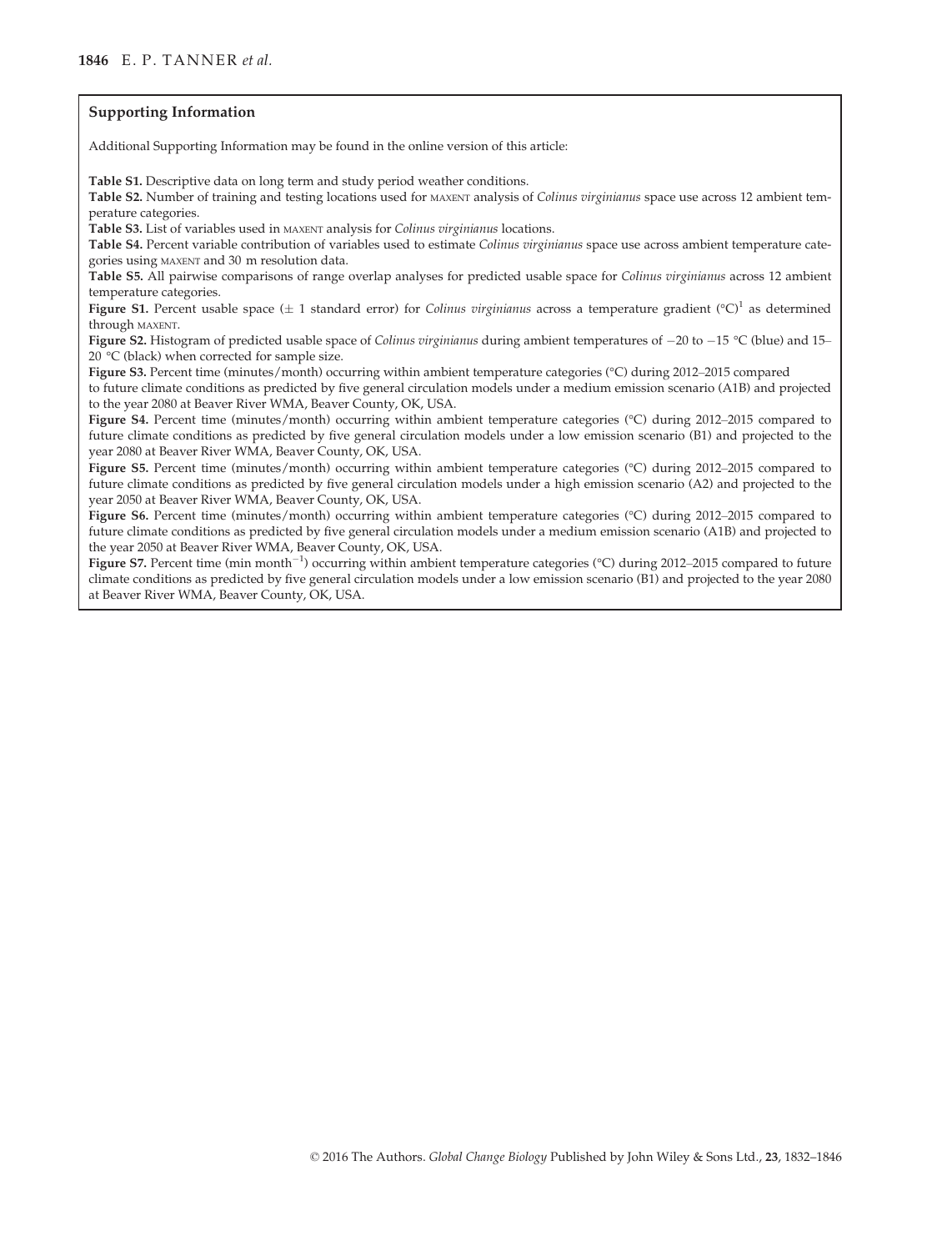## Supporting Information

Additional Supporting Information may be found in the online version of this article:

**Table S1.** Descriptive data on long term and study period weather conditions.

**Table S2.** Number of training and testing locations used for MAXENT analysis of *Colinus virginianus* space use across 12 ambient temperature categories.

**Table S3.** List of variables used in MAXENT analysis for *Colinus virginianus* locations.

**Table S4.** Percent variable contribution of variables used to estimate *Colinus virginianus* space use across ambient temperature categories using MAXENT and 30 m resolution data.

**Table S5.** All pairwise comparisons of range overlap analyses for predicted usable space for *Colinus virginianus* across 12 ambient temperature categories.

**Figure S1.** Percent usable space (± 1 standard error) for *Colinus virginianus* across a temperature gradient (°C)[1] as determined through MAXENT.

**Figure S2.** Histogram of predicted usable space of *Colinus virginianus* during ambient temperatures of −20 to −15 °C (blue) and 15–20 °C (black) when corrected for sample size.

**Figure S3.** Percent time (minutes/month) occurring within ambient temperature categories (°C) during 2012–2015 compared to future climate conditions as predicted by five general circulation models under a medium emission scenario (A1B) and projected to the year 2080 at Beaver River WMA, Beaver County, OK, USA.

**Figure S4.** Percent time (minutes/month) occurring within ambient temperature categories (°C) during 2012–2015 compared to future climate conditions as predicted by five general circulation models under a low emission scenario (B1) and projected to the year 2080 at Beaver River WMA, Beaver County, OK, USA.

**Figure S5.** Percent time (minutes/month) occurring within ambient temperature categories (°C) during 2012–2015 compared to future climate conditions as predicted by five general circulation models under a high emission scenario (A2) and projected to the year 2050 at Beaver River WMA, Beaver County, OK, USA.

**Figure S6.** Percent time (minutes/month) occurring within ambient temperature categories (°C) during 2012–2015 compared to future climate conditions as predicted by five general circulation models under a medium emission scenario (A1B) and projected to the year 2050 at Beaver River WMA, Beaver County, OK, USA.

**Figure S7.** Percent time (min month$^{-1}$) occurring within ambient temperature categories (°C) during 2012–2015 compared to future climate conditions as predicted by five general circulation models under a low emission scenario (B1) and projected to the year 2080 at Beaver River WMA, Beaver County, OK, USA.